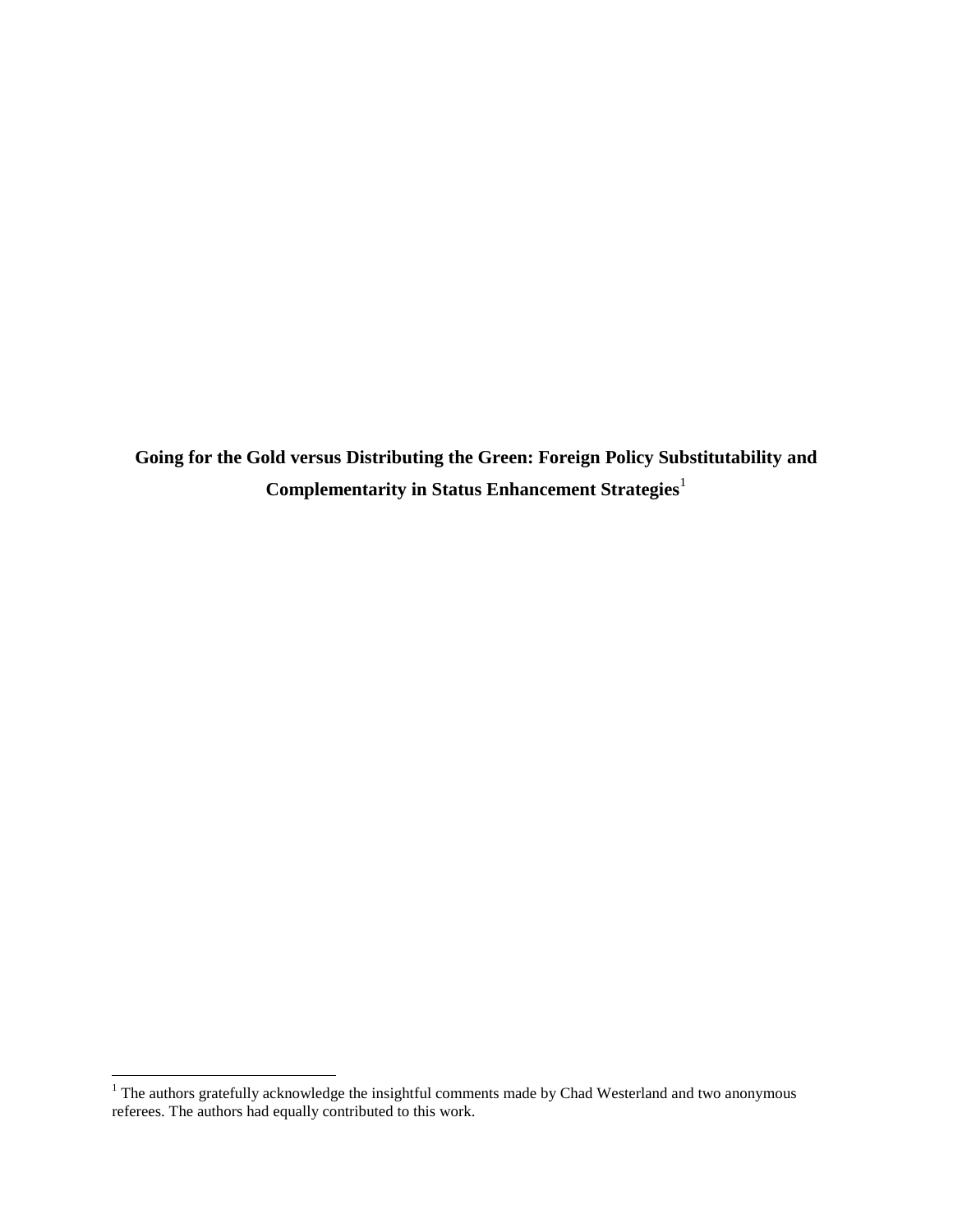**Going for the Gold versus Distributing the Green: Foreign Policy Substitutability and Complementarity in Status Enhancement Strategies**[1]

[1] The authors gratefully acknowledge the insightful comments made by Chad Westerland and two anonymous referees. The authors had equally contributed to this work.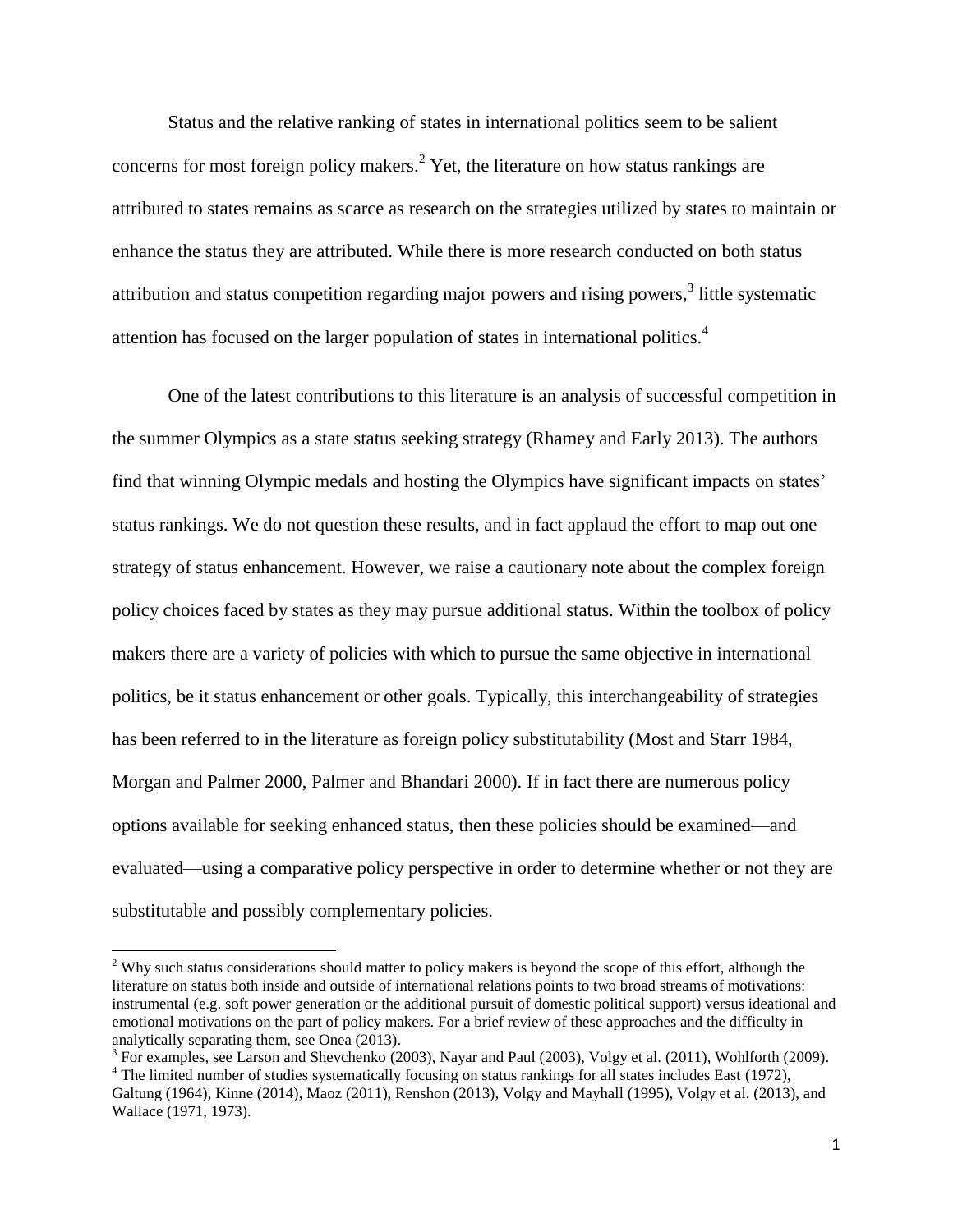Status and the relative ranking of states in international politics seem to be salient concerns for most foreign policy makers.[2] Yet, the literature on how status rankings are attributed to states remains as scarce as research on the strategies utilized by states to maintain or enhance the status they are attributed. While there is more research conducted on both status attribution and status competition regarding major powers and rising powers,[3] little systematic attention has focused on the larger population of states in international politics.[4]

One of the latest contributions to this literature is an analysis of successful competition in the summer Olympics as a state status seeking strategy (Rhamey and Early 2013). The authors find that winning Olympic medals and hosting the Olympics have significant impacts on states' status rankings. We do not question these results, and in fact applaud the effort to map out one strategy of status enhancement. However, we raise a cautionary note about the complex foreign policy choices faced by states as they may pursue additional status. Within the toolbox of policy makers there are a variety of policies with which to pursue the same objective in international politics, be it status enhancement or other goals. Typically, this interchangeability of strategies has been referred to in the literature as foreign policy substitutability (Most and Starr 1984, Morgan and Palmer 2000, Palmer and Bhandari 2000). If in fact there are numerous policy options available for seeking enhanced status, then these policies should be examined—and evaluated—using a comparative policy perspective in order to determine whether or not they are substitutable and possibly complementary policies.

[2] Why such status considerations should matter to policy makers is beyond the scope of this effort, although the literature on status both inside and outside of international relations points to two broad streams of motivations: instrumental (e.g. soft power generation or the additional pursuit of domestic political support) versus ideational and emotional motivations on the part of policy makers. For a brief review of these approaches and the difficulty in analytically separating them, see Onea (2013).

[3] For examples, see Larson and Shevchenko (2003), Nayar and Paul (2003), Volgy et al. (2011), Wohlforth (2009).

[4] The limited number of studies systematically focusing on status rankings for all states includes East (1972), Galtung (1964), Kinne (2014), Maoz (2011), Renshon (2013), Volgy and Mayhall (1995), Volgy et al. (2013), and Wallace (1971, 1973).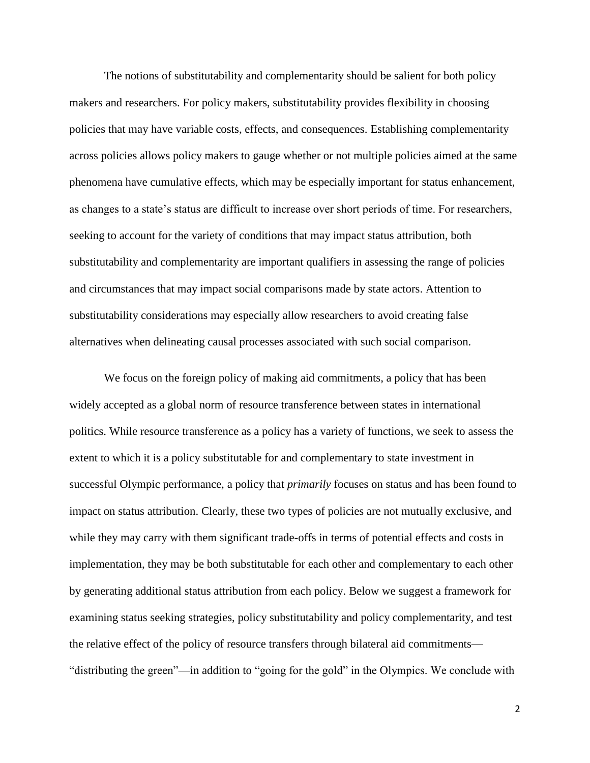The notions of substitutability and complementarity should be salient for both policy makers and researchers. For policy makers, substitutability provides flexibility in choosing policies that may have variable costs, effects, and consequences. Establishing complementarity across policies allows policy makers to gauge whether or not multiple policies aimed at the same phenomena have cumulative effects, which may be especially important for status enhancement, as changes to a state's status are difficult to increase over short periods of time. For researchers, seeking to account for the variety of conditions that may impact status attribution, both substitutability and complementarity are important qualifiers in assessing the range of policies and circumstances that may impact social comparisons made by state actors. Attention to substitutability considerations may especially allow researchers to avoid creating false alternatives when delineating causal processes associated with such social comparison.

We focus on the foreign policy of making aid commitments, a policy that has been widely accepted as a global norm of resource transference between states in international politics. While resource transference as a policy has a variety of functions, we seek to assess the extent to which it is a policy substitutable for and complementary to state investment in successful Olympic performance, a policy that *primarily* focuses on status and has been found to impact on status attribution. Clearly, these two types of policies are not mutually exclusive, and while they may carry with them significant trade-offs in terms of potential effects and costs in implementation, they may be both substitutable for each other and complementary to each other by generating additional status attribution from each policy. Below we suggest a framework for examining status seeking strategies, policy substitutability and policy complementarity, and test the relative effect of the policy of resource transfers through bilateral aid commitments—"distributing the green"—in addition to "going for the gold" in the Olympics. We conclude with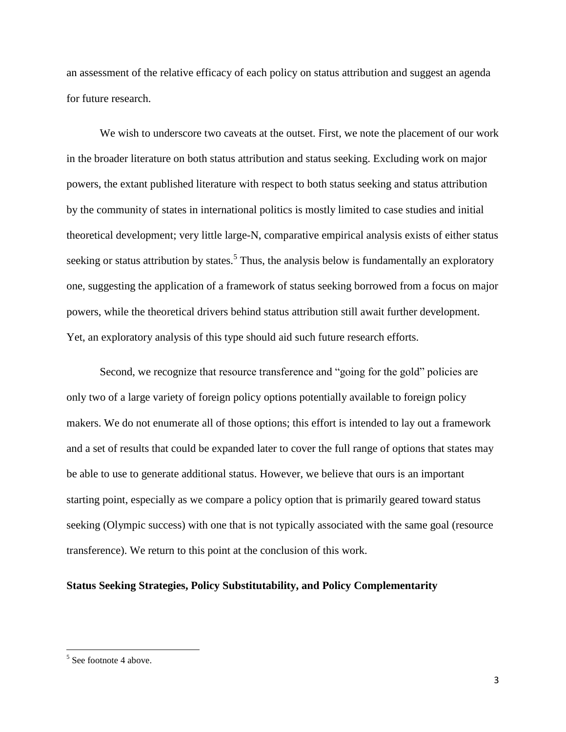an assessment of the relative efficacy of each policy on status attribution and suggest an agenda for future research.

We wish to underscore two caveats at the outset. First, we note the placement of our work in the broader literature on both status attribution and status seeking. Excluding work on major powers, the extant published literature with respect to both status seeking and status attribution by the community of states in international politics is mostly limited to case studies and initial theoretical development; very little large-N, comparative empirical analysis exists of either status seeking or status attribution by states.[5] Thus, the analysis below is fundamentally an exploratory one, suggesting the application of a framework of status seeking borrowed from a focus on major powers, while the theoretical drivers behind status attribution still await further development. Yet, an exploratory analysis of this type should aid such future research efforts.

Second, we recognize that resource transference and "going for the gold" policies are only two of a large variety of foreign policy options potentially available to foreign policy makers. We do not enumerate all of those options; this effort is intended to lay out a framework and a set of results that could be expanded later to cover the full range of options that states may be able to use to generate additional status. However, we believe that ours is an important starting point, especially as we compare a policy option that is primarily geared toward status seeking (Olympic success) with one that is not typically associated with the same goal (resource transference). We return to this point at the conclusion of this work.

## Status Seeking Strategies, Policy Substitutability, and Policy Complementarity

[5] See footnote 4 above.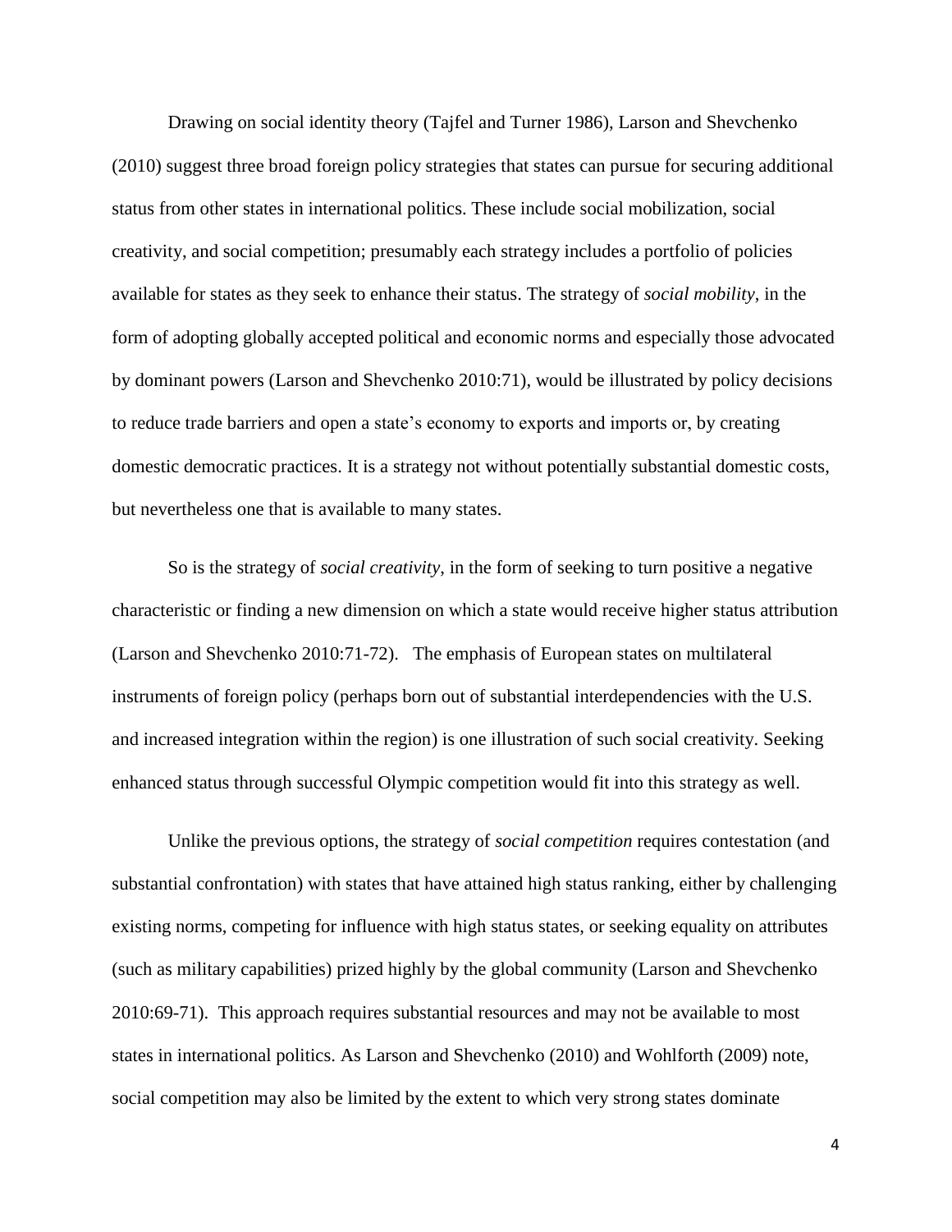Drawing on social identity theory (Tajfel and Turner 1986), Larson and Shevchenko (2010) suggest three broad foreign policy strategies that states can pursue for securing additional status from other states in international politics. These include social mobilization, social creativity, and social competition; presumably each strategy includes a portfolio of policies available for states as they seek to enhance their status. The strategy of *social mobility*, in the form of adopting globally accepted political and economic norms and especially those advocated by dominant powers (Larson and Shevchenko 2010:71), would be illustrated by policy decisions to reduce trade barriers and open a state's economy to exports and imports or, by creating domestic democratic practices. It is a strategy not without potentially substantial domestic costs, but nevertheless one that is available to many states.

So is the strategy of *social creativity*, in the form of seeking to turn positive a negative characteristic or finding a new dimension on which a state would receive higher status attribution (Larson and Shevchenko 2010:71-72). The emphasis of European states on multilateral instruments of foreign policy (perhaps born out of substantial interdependencies with the U.S. and increased integration within the region) is one illustration of such social creativity. Seeking enhanced status through successful Olympic competition would fit into this strategy as well.

Unlike the previous options, the strategy of *social competition* requires contestation (and substantial confrontation) with states that have attained high status ranking, either by challenging existing norms, competing for influence with high status states, or seeking equality on attributes (such as military capabilities) prized highly by the global community (Larson and Shevchenko 2010:69-71). This approach requires substantial resources and may not be available to most states in international politics. As Larson and Shevchenko (2010) and Wohlforth (2009) note, social competition may also be limited by the extent to which very strong states dominate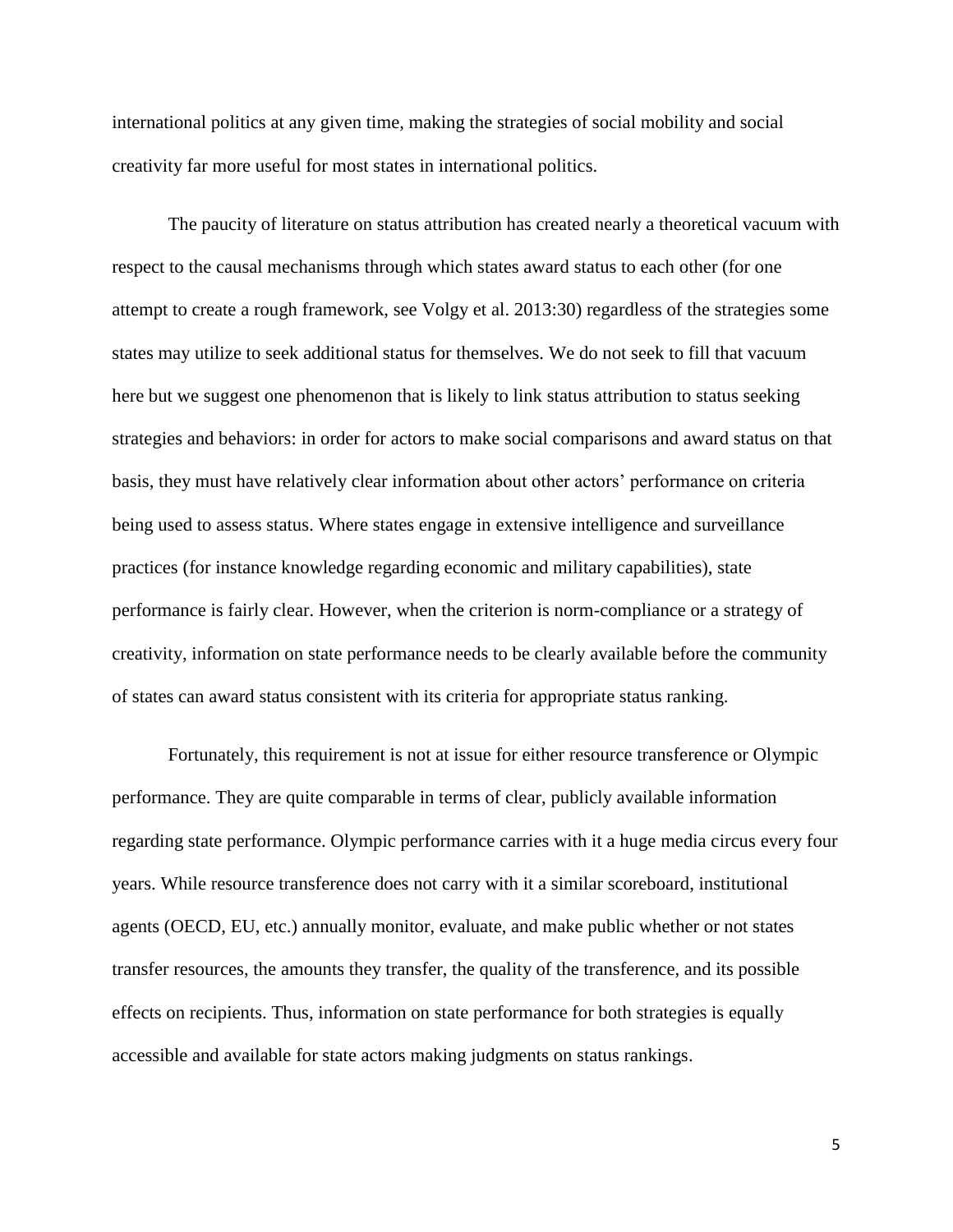international politics at any given time, making the strategies of social mobility and social creativity far more useful for most states in international politics.

The paucity of literature on status attribution has created nearly a theoretical vacuum with respect to the causal mechanisms through which states award status to each other (for one attempt to create a rough framework, see Volgy et al. 2013:30) regardless of the strategies some states may utilize to seek additional status for themselves. We do not seek to fill that vacuum here but we suggest one phenomenon that is likely to link status attribution to status seeking strategies and behaviors: in order for actors to make social comparisons and award status on that basis, they must have relatively clear information about other actors' performance on criteria being used to assess status. Where states engage in extensive intelligence and surveillance practices (for instance knowledge regarding economic and military capabilities), state performance is fairly clear. However, when the criterion is norm-compliance or a strategy of creativity, information on state performance needs to be clearly available before the community of states can award status consistent with its criteria for appropriate status ranking.

Fortunately, this requirement is not at issue for either resource transference or Olympic performance. They are quite comparable in terms of clear, publicly available information regarding state performance. Olympic performance carries with it a huge media circus every four years. While resource transference does not carry with it a similar scoreboard, institutional agents (OECD, EU, etc.) annually monitor, evaluate, and make public whether or not states transfer resources, the amounts they transfer, the quality of the transference, and its possible effects on recipients. Thus, information on state performance for both strategies is equally accessible and available for state actors making judgments on status rankings.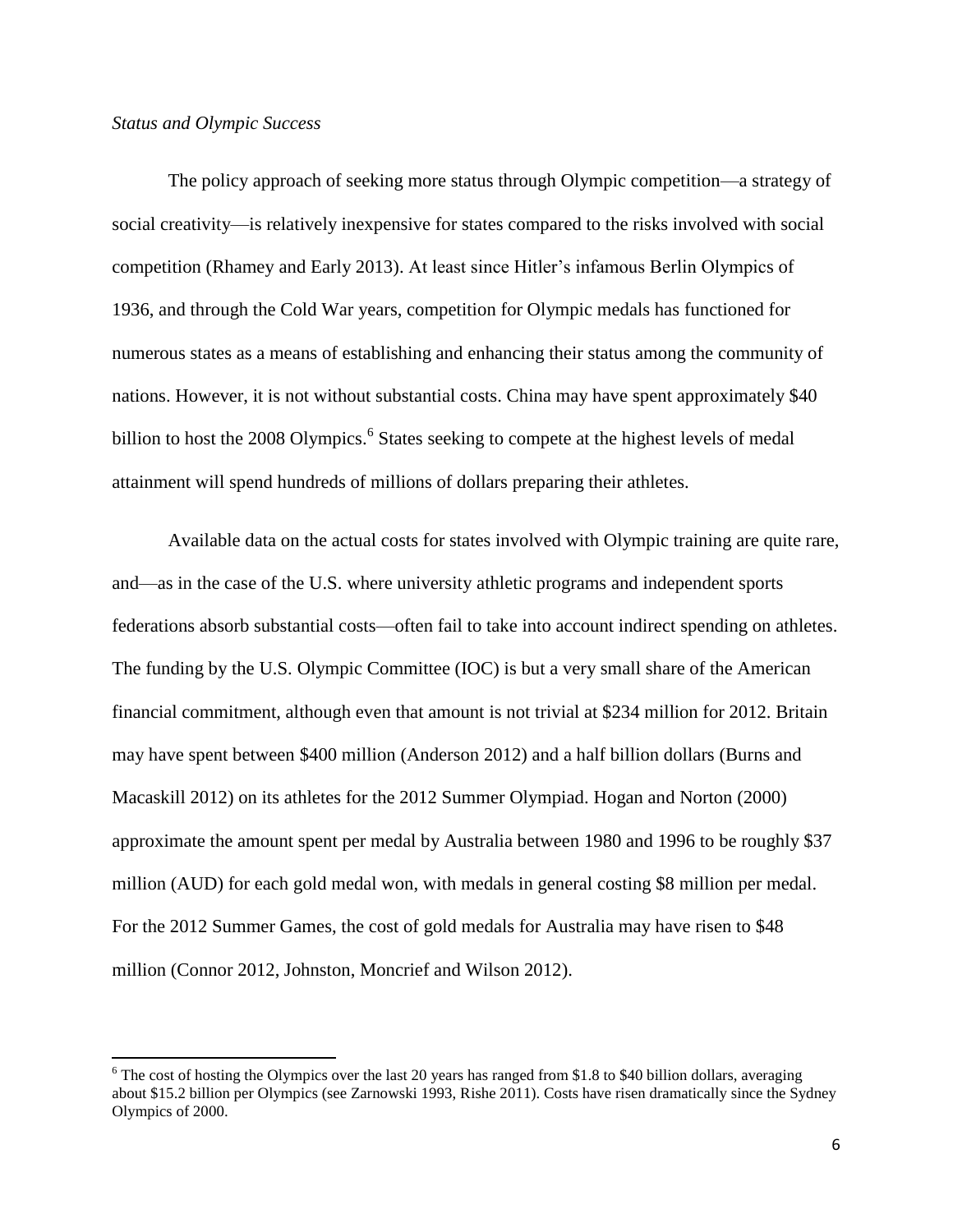*Status and Olympic Success*

The policy approach of seeking more status through Olympic competition—a strategy of social creativity—is relatively inexpensive for states compared to the risks involved with social competition (Rhamey and Early 2013). At least since Hitler's infamous Berlin Olympics of 1936, and through the Cold War years, competition for Olympic medals has functioned for numerous states as a means of establishing and enhancing their status among the community of nations. However, it is not without substantial costs. China may have spent approximately $40 billion to host the 2008 Olympics.[6] States seeking to compete at the highest levels of medal attainment will spend hundreds of millions of dollars preparing their athletes.

Available data on the actual costs for states involved with Olympic training are quite rare, and—as in the case of the U.S. where university athletic programs and independent sports federations absorb substantial costs—often fail to take into account indirect spending on athletes. The funding by the U.S. Olympic Committee (IOC) is but a very small share of the American financial commitment, although even that amount is not trivial at $234 million for 2012. Britain may have spent between $400 million (Anderson 2012) and a half billion dollars (Burns and Macaskill 2012) on its athletes for the 2012 Summer Olympiad. Hogan and Norton (2000) approximate the amount spent per medal by Australia between 1980 and 1996 to be roughly $37 million (AUD) for each gold medal won, with medals in general costing $8 million per medal. For the 2012 Summer Games, the cost of gold medals for Australia may have risen to $48 million (Connor 2012, Johnston, Moncrief and Wilson 2012).

[6] The cost of hosting the Olympics over the last 20 years has ranged from $1.8 to $40 billion dollars, averaging about $15.2 billion per Olympics (see Zarnowski 1993, Rishe 2011). Costs have risen dramatically since the Sydney Olympics of 2000.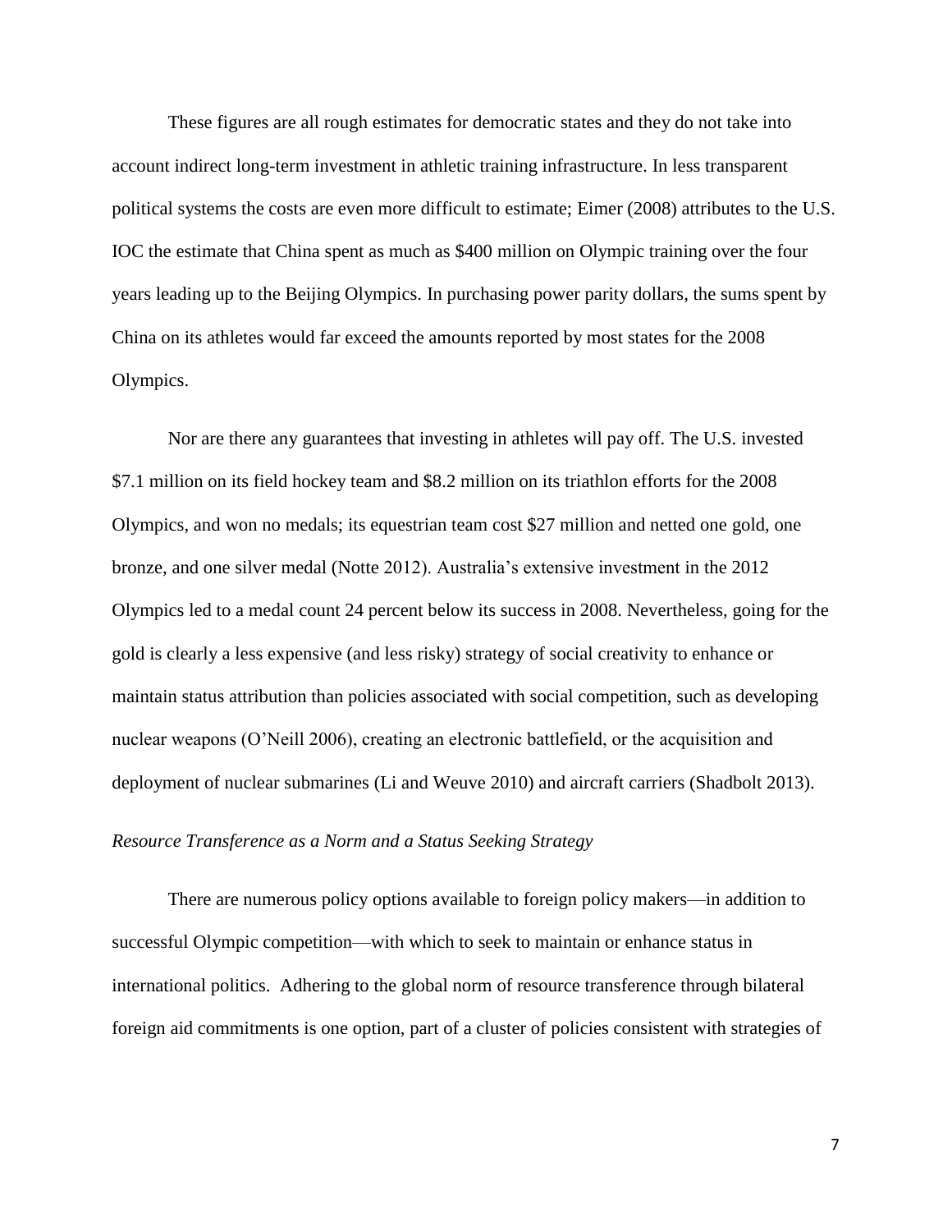These figures are all rough estimates for democratic states and they do not take into account indirect long-term investment in athletic training infrastructure. In less transparent political systems the costs are even more difficult to estimate; Eimer (2008) attributes to the U.S. IOC the estimate that China spent as much as $400 million on Olympic training over the four years leading up to the Beijing Olympics. In purchasing power parity dollars, the sums spent by China on its athletes would far exceed the amounts reported by most states for the 2008 Olympics.

Nor are there any guarantees that investing in athletes will pay off. The U.S. invested $7.1 million on its field hockey team and $8.2 million on its triathlon efforts for the 2008 Olympics, and won no medals; its equestrian team cost $27 million and netted one gold, one bronze, and one silver medal (Notte 2012). Australia's extensive investment in the 2012 Olympics led to a medal count 24 percent below its success in 2008. Nevertheless, going for the gold is clearly a less expensive (and less risky) strategy of social creativity to enhance or maintain status attribution than policies associated with social competition, such as developing nuclear weapons (O'Neill 2006), creating an electronic battlefield, or the acquisition and deployment of nuclear submarines (Li and Weuve 2010) and aircraft carriers (Shadbolt 2013).

*Resource Transference as a Norm and a Status Seeking Strategy*

There are numerous policy options available to foreign policy makers—in addition to successful Olympic competition—with which to seek to maintain or enhance status in international politics. Adhering to the global norm of resource transference through bilateral foreign aid commitments is one option, part of a cluster of policies consistent with strategies of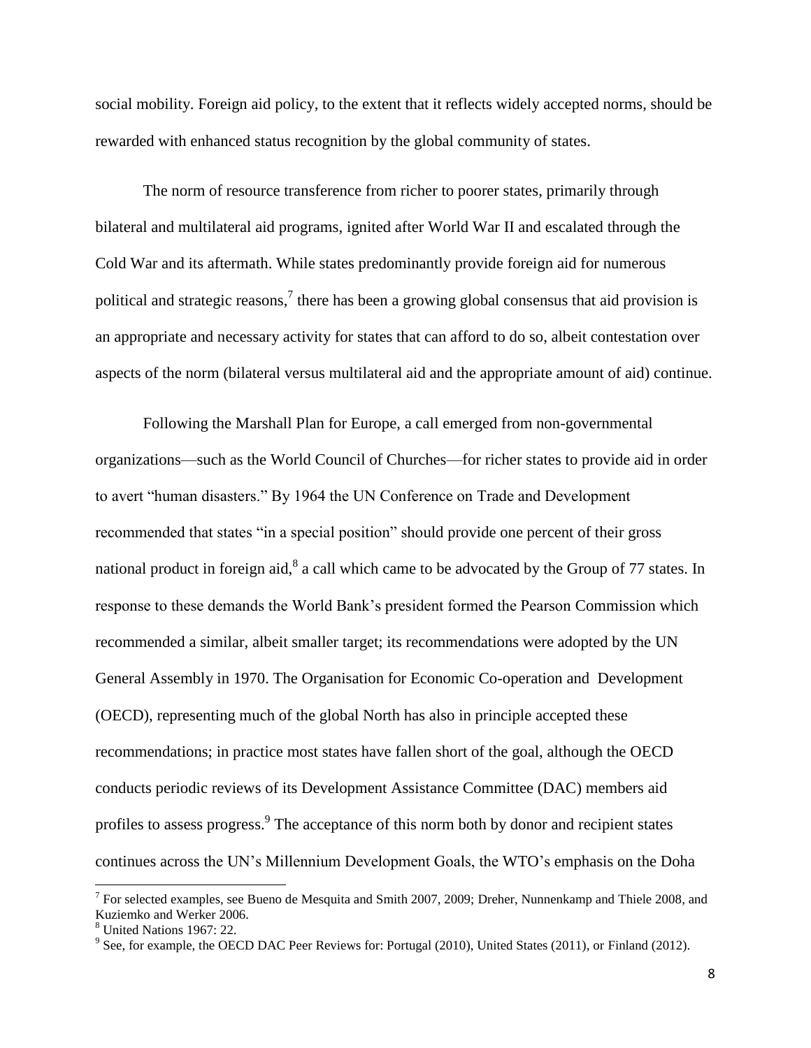social mobility. Foreign aid policy, to the extent that it reflects widely accepted norms, should be rewarded with enhanced status recognition by the global community of states.

The norm of resource transference from richer to poorer states, primarily through bilateral and multilateral aid programs, ignited after World War II and escalated through the Cold War and its aftermath. While states predominantly provide foreign aid for numerous political and strategic reasons,[7] there has been a growing global consensus that aid provision is an appropriate and necessary activity for states that can afford to do so, albeit contestation over aspects of the norm (bilateral versus multilateral aid and the appropriate amount of aid) continue.

Following the Marshall Plan for Europe, a call emerged from non-governmental organizations—such as the World Council of Churches—for richer states to provide aid in order to avert "human disasters." By 1964 the UN Conference on Trade and Development recommended that states "in a special position" should provide one percent of their gross national product in foreign aid,[8] a call which came to be advocated by the Group of 77 states. In response to these demands the World Bank's president formed the Pearson Commission which recommended a similar, albeit smaller target; its recommendations were adopted by the UN General Assembly in 1970. The Organisation for Economic Co-operation and Development (OECD), representing much of the global North has also in principle accepted these recommendations; in practice most states have fallen short of the goal, although the OECD conducts periodic reviews of its Development Assistance Committee (DAC) members aid profiles to assess progress.[9] The acceptance of this norm both by donor and recipient states continues across the UN's Millennium Development Goals, the WTO's emphasis on the Doha

---

[7] For selected examples, see Bueno de Mesquita and Smith 2007, 2009; Dreher, Nunnenkamp and Thiele 2008, and Kuziemko and Werker 2006.

[8] United Nations 1967: 22.

[9] See, for example, the OECD DAC Peer Reviews for: Portugal (2010), United States (2011), or Finland (2012).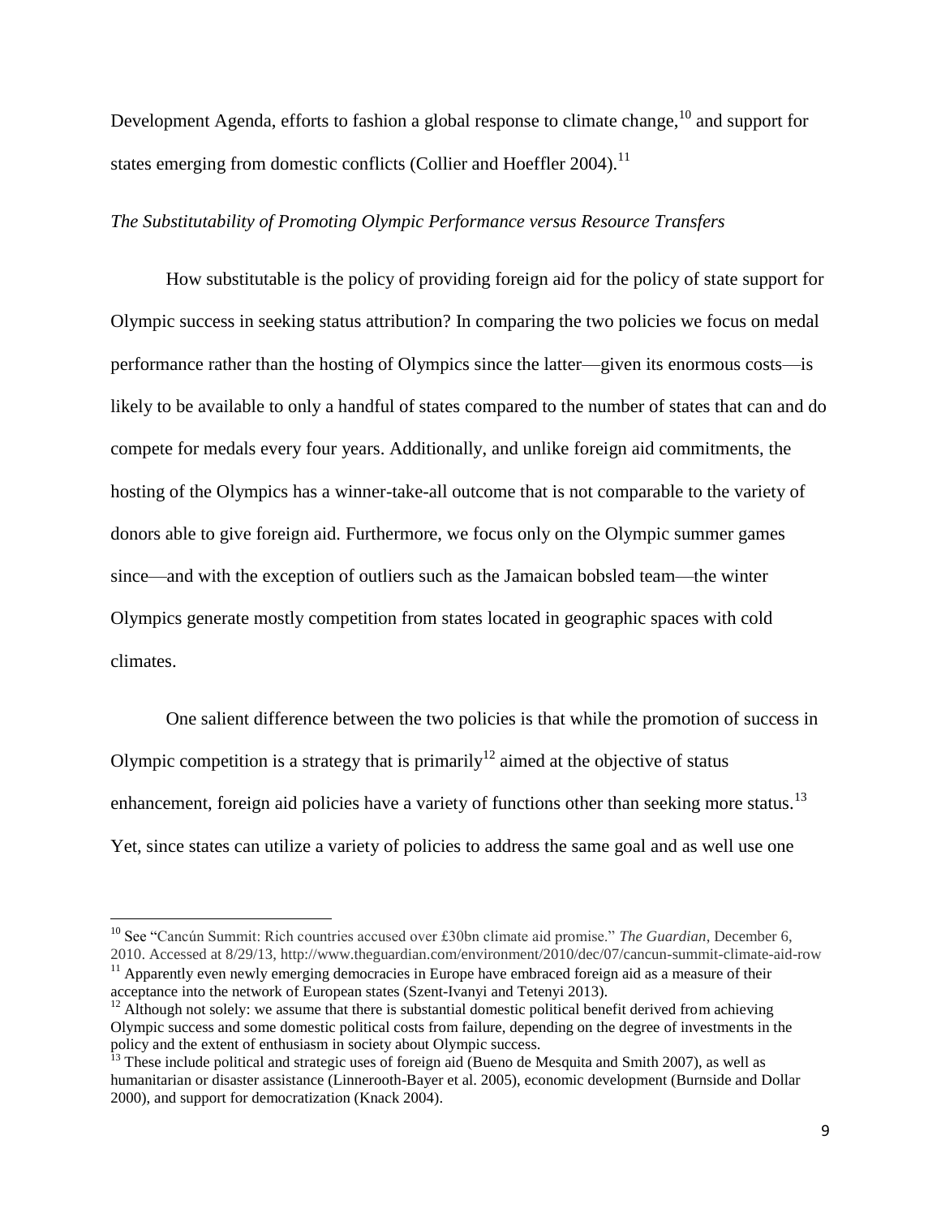Development Agenda, efforts to fashion a global response to climate change,[10] and support for states emerging from domestic conflicts (Collier and Hoeffler 2004).[11]

*The Substitutability of Promoting Olympic Performance versus Resource Transfers*

How substitutable is the policy of providing foreign aid for the policy of state support for Olympic success in seeking status attribution? In comparing the two policies we focus on medal performance rather than the hosting of Olympics since the latter—given its enormous costs—is likely to be available to only a handful of states compared to the number of states that can and do compete for medals every four years. Additionally, and unlike foreign aid commitments, the hosting of the Olympics has a winner-take-all outcome that is not comparable to the variety of donors able to give foreign aid. Furthermore, we focus only on the Olympic summer games since—and with the exception of outliers such as the Jamaican bobsled team—the winter Olympics generate mostly competition from states located in geographic spaces with cold climates.

One salient difference between the two policies is that while the promotion of success in Olympic competition is a strategy that is primarily[12] aimed at the objective of status enhancement, foreign aid policies have a variety of functions other than seeking more status.[13] Yet, since states can utilize a variety of policies to address the same goal and as well use one

---

[10] See "Cancún Summit: Rich countries accused over £30bn climate aid promise." *The Guardian*, December 6, 2010. Accessed at 8/29/13, http://www.theguardian.com/environment/2010/dec/07/cancun-summit-climate-aid-row

[11] Apparently even newly emerging democracies in Europe have embraced foreign aid as a measure of their acceptance into the network of European states (Szent-Ivanyi and Tetenyi 2013).

[12] Although not solely: we assume that there is substantial domestic political benefit derived from achieving Olympic success and some domestic political costs from failure, depending on the degree of investments in the policy and the extent of enthusiasm in society about Olympic success.

[13] These include political and strategic uses of foreign aid (Bueno de Mesquita and Smith 2007), as well as humanitarian or disaster assistance (Linnerooth-Bayer et al. 2005), economic development (Burnside and Dollar 2000), and support for democratization (Knack 2004).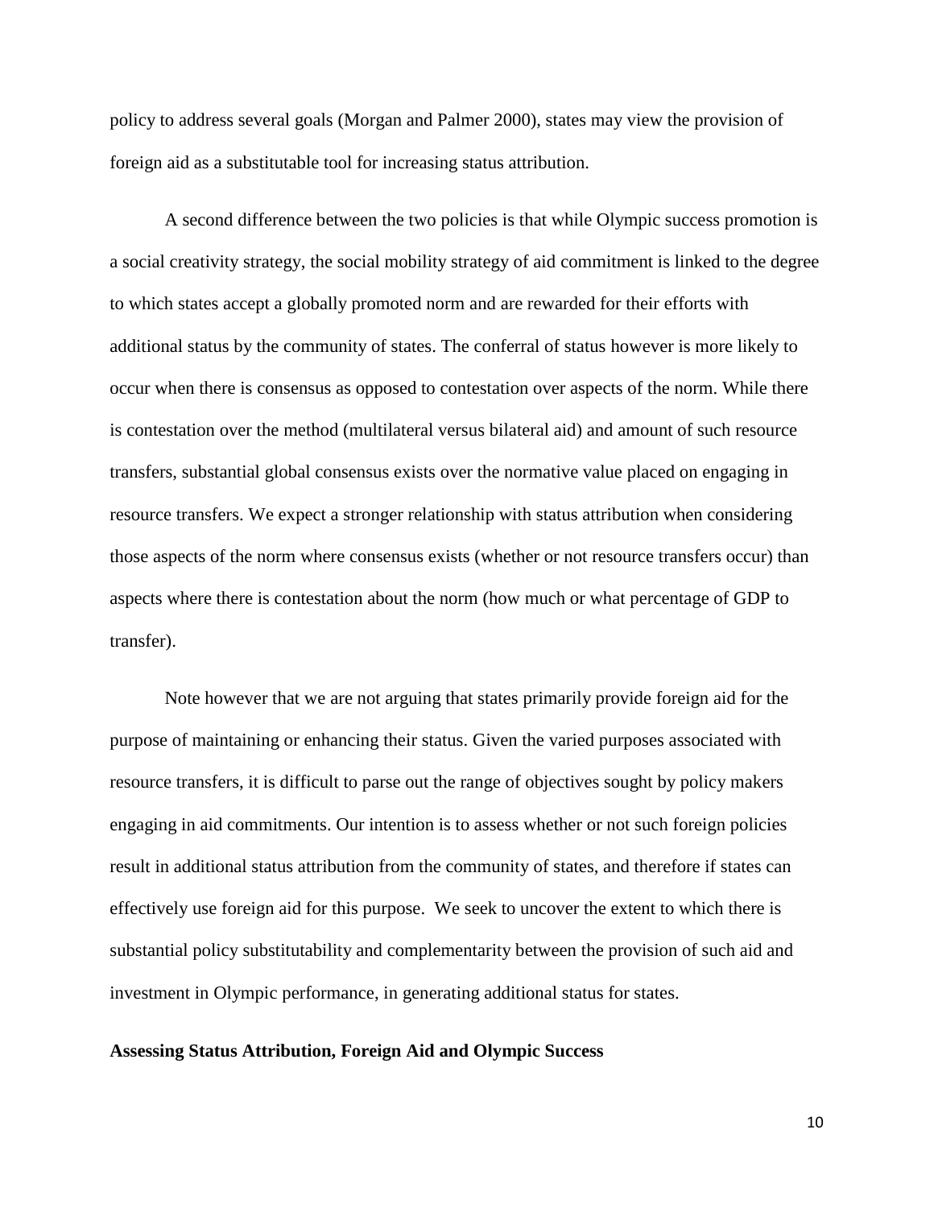policy to address several goals (Morgan and Palmer 2000), states may view the provision of foreign aid as a substitutable tool for increasing status attribution.

A second difference between the two policies is that while Olympic success promotion is a social creativity strategy, the social mobility strategy of aid commitment is linked to the degree to which states accept a globally promoted norm and are rewarded for their efforts with additional status by the community of states. The conferral of status however is more likely to occur when there is consensus as opposed to contestation over aspects of the norm. While there is contestation over the method (multilateral versus bilateral aid) and amount of such resource transfers, substantial global consensus exists over the normative value placed on engaging in resource transfers. We expect a stronger relationship with status attribution when considering those aspects of the norm where consensus exists (whether or not resource transfers occur) than aspects where there is contestation about the norm (how much or what percentage of GDP to transfer).

Note however that we are not arguing that states primarily provide foreign aid for the purpose of maintaining or enhancing their status. Given the varied purposes associated with resource transfers, it is difficult to parse out the range of objectives sought by policy makers engaging in aid commitments. Our intention is to assess whether or not such foreign policies result in additional status attribution from the community of states, and therefore if states can effectively use foreign aid for this purpose. We seek to uncover the extent to which there is substantial policy substitutability and complementarity between the provision of such aid and investment in Olympic performance, in generating additional status for states.

**Assessing Status Attribution, Foreign Aid and Olympic Success**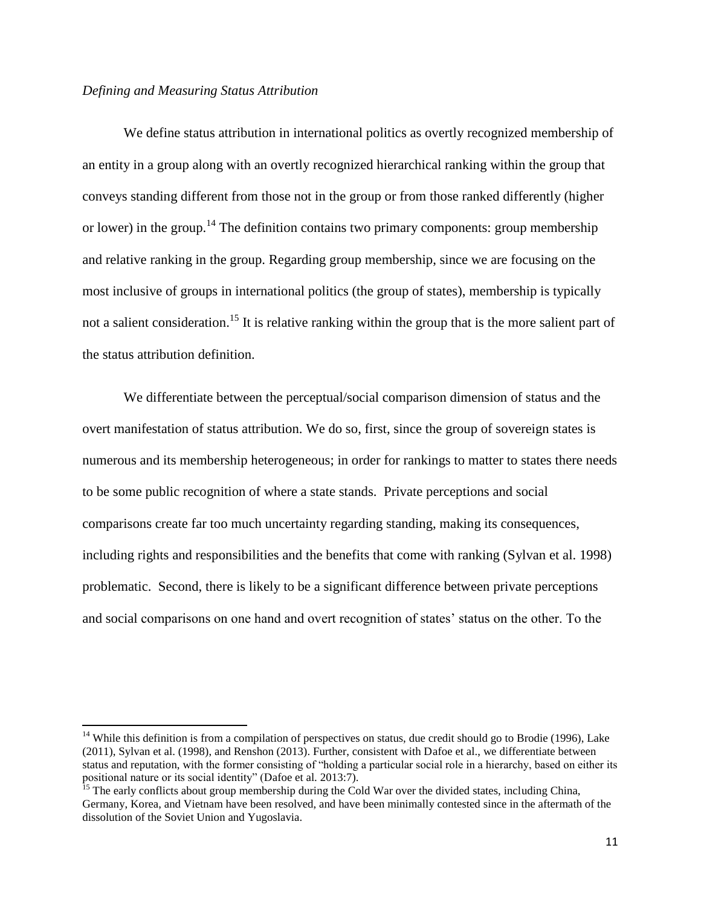*Defining and Measuring Status Attribution*

We define status attribution in international politics as overtly recognized membership of an entity in a group along with an overtly recognized hierarchical ranking within the group that conveys standing different from those not in the group or from those ranked differently (higher or lower) in the group.[14] The definition contains two primary components: group membership and relative ranking in the group. Regarding group membership, since we are focusing on the most inclusive of groups in international politics (the group of states), membership is typically not a salient consideration.[15] It is relative ranking within the group that is the more salient part of the status attribution definition.

We differentiate between the perceptual/social comparison dimension of status and the overt manifestation of status attribution. We do so, first, since the group of sovereign states is numerous and its membership heterogeneous; in order for rankings to matter to states there needs to be some public recognition of where a state stands. Private perceptions and social comparisons create far too much uncertainty regarding standing, making its consequences, including rights and responsibilities and the benefits that come with ranking (Sylvan et al. 1998) problematic. Second, there is likely to be a significant difference between private perceptions and social comparisons on one hand and overt recognition of states' status on the other. To the

---

[14] While this definition is from a compilation of perspectives on status, due credit should go to Brodie (1996), Lake (2011), Sylvan et al. (1998), and Renshon (2013). Further, consistent with Dafoe et al., we differentiate between status and reputation, with the former consisting of "holding a particular social role in a hierarchy, based on either its positional nature or its social identity" (Dafoe et al. 2013:7).

[15] The early conflicts about group membership during the Cold War over the divided states, including China, Germany, Korea, and Vietnam have been resolved, and have been minimally contested since in the aftermath of the dissolution of the Soviet Union and Yugoslavia.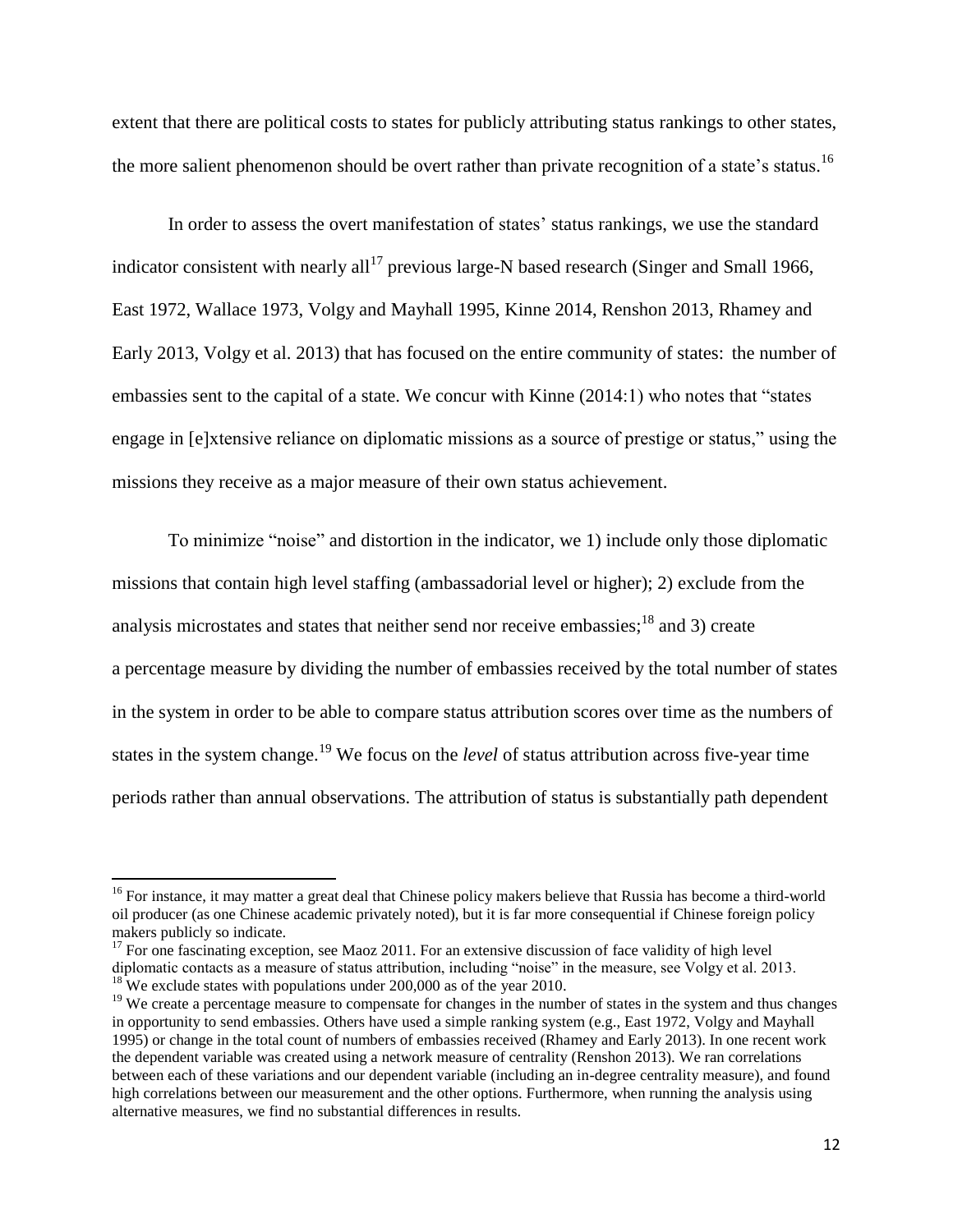extent that there are political costs to states for publicly attributing status rankings to other states, the more salient phenomenon should be overt rather than private recognition of a state's status.[16]

In order to assess the overt manifestation of states' status rankings, we use the standard indicator consistent with nearly all[17] previous large-N based research (Singer and Small 1966, East 1972, Wallace 1973, Volgy and Mayhall 1995, Kinne 2014, Renshon 2013, Rhamey and Early 2013, Volgy et al. 2013) that has focused on the entire community of states: the number of embassies sent to the capital of a state. We concur with Kinne (2014:1) who notes that "states engage in [e]xtensive reliance on diplomatic missions as a source of prestige or status," using the missions they receive as a major measure of their own status achievement.

To minimize "noise" and distortion in the indicator, we 1) include only those diplomatic missions that contain high level staffing (ambassadorial level or higher); 2) exclude from the analysis microstates and states that neither send nor receive embassies;[18] and 3) create a percentage measure by dividing the number of embassies received by the total number of states in the system in order to be able to compare status attribution scores over time as the numbers of states in the system change.[19] We focus on the *level* of status attribution across five-year time periods rather than annual observations. The attribution of status is substantially path dependent

---

[16] For instance, it may matter a great deal that Chinese policy makers believe that Russia has become a third-world oil producer (as one Chinese academic privately noted), but it is far more consequential if Chinese foreign policy makers publicly so indicate.

[17] For one fascinating exception, see Maoz 2011. For an extensive discussion of face validity of high level diplomatic contacts as a measure of status attribution, including "noise" in the measure, see Volgy et al. 2013.

[18] We exclude states with populations under 200,000 as of the year 2010.

[19] We create a percentage measure to compensate for changes in the number of states in the system and thus changes in opportunity to send embassies. Others have used a simple ranking system (e.g., East 1972, Volgy and Mayhall 1995) or change in the total count of numbers of embassies received (Rhamey and Early 2013). In one recent work the dependent variable was created using a network measure of centrality (Renshon 2013). We ran correlations between each of these variations and our dependent variable (including an in-degree centrality measure), and found high correlations between our measurement and the other options. Furthermore, when running the analysis using alternative measures, we find no substantial differences in results.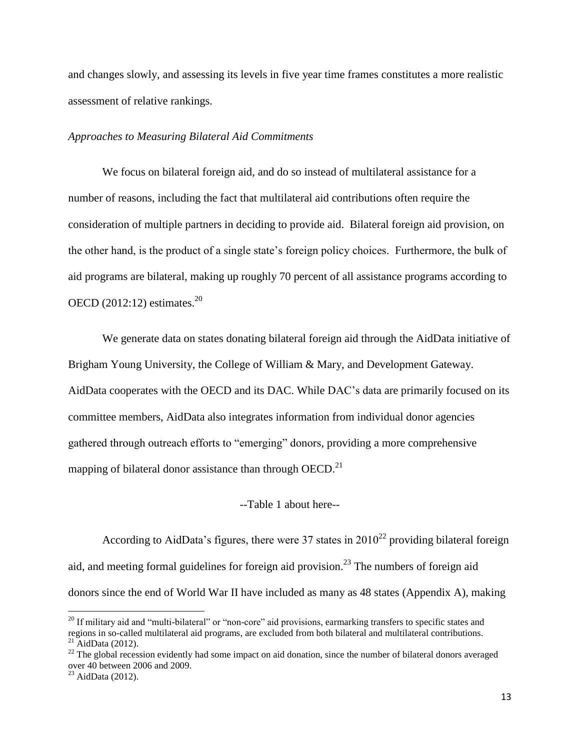and changes slowly, and assessing its levels in five year time frames constitutes a more realistic assessment of relative rankings.

*Approaches to Measuring Bilateral Aid Commitments*

We focus on bilateral foreign aid, and do so instead of multilateral assistance for a number of reasons, including the fact that multilateral aid contributions often require the consideration of multiple partners in deciding to provide aid. Bilateral foreign aid provision, on the other hand, is the product of a single state's foreign policy choices. Furthermore, the bulk of aid programs are bilateral, making up roughly 70 percent of all assistance programs according to OECD (2012:12) estimates.[20]

We generate data on states donating bilateral foreign aid through the AidData initiative of Brigham Young University, the College of William & Mary, and Development Gateway. AidData cooperates with the OECD and its DAC. While DAC's data are primarily focused on its committee members, AidData also integrates information from individual donor agencies gathered through outreach efforts to "emerging" donors, providing a more comprehensive mapping of bilateral donor assistance than through OECD.[21]

--Table 1 about here--

According to AidData's figures, there were 37 states in 2010[22] providing bilateral foreign aid, and meeting formal guidelines for foreign aid provision.[23] The numbers of foreign aid donors since the end of World War II have included as many as 48 states (Appendix A), making

[20] If military aid and "multi-bilateral" or "non-core" aid provisions, earmarking transfers to specific states and regions in so-called multilateral aid programs, are excluded from both bilateral and multilateral contributions.

[21] AidData (2012).

[22] The global recession evidently had some impact on aid donation, since the number of bilateral donors averaged over 40 between 2006 and 2009.

[23] AidData (2012).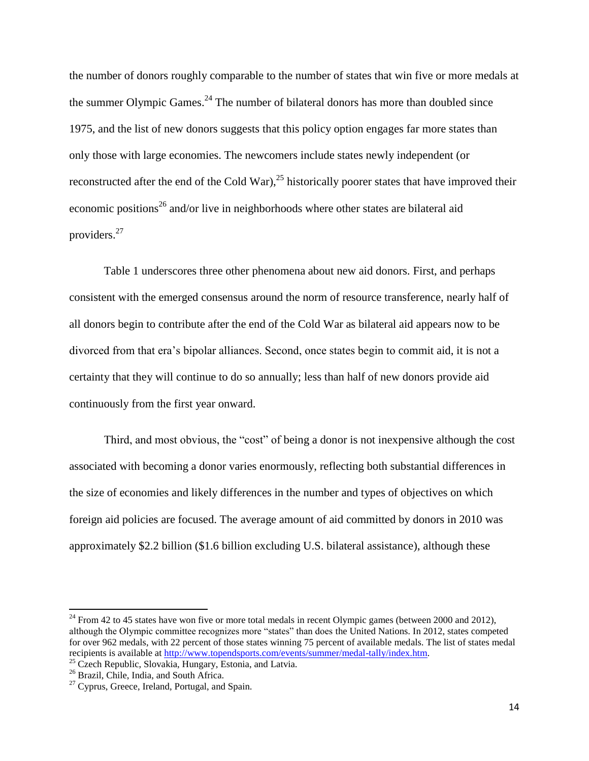the number of donors roughly comparable to the number of states that win five or more medals at the summer Olympic Games.[24] The number of bilateral donors has more than doubled since 1975, and the list of new donors suggests that this policy option engages far more states than only those with large economies. The newcomers include states newly independent (or reconstructed after the end of the Cold War),[25] historically poorer states that have improved their economic positions[26] and/or live in neighborhoods where other states are bilateral aid providers.[27]

Table 1 underscores three other phenomena about new aid donors. First, and perhaps consistent with the emerged consensus around the norm of resource transference, nearly half of all donors begin to contribute after the end of the Cold War as bilateral aid appears now to be divorced from that era's bipolar alliances. Second, once states begin to commit aid, it is not a certainty that they will continue to do so annually; less than half of new donors provide aid continuously from the first year onward.

Third, and most obvious, the "cost" of being a donor is not inexpensive although the cost associated with becoming a donor varies enormously, reflecting both substantial differences in the size of economies and likely differences in the number and types of objectives on which foreign aid policies are focused. The average amount of aid committed by donors in 2010 was approximately $2.2 billion ($1.6 billion excluding U.S. bilateral assistance), although these

---

[24] From 42 to 45 states have won five or more total medals in recent Olympic games (between 2000 and 2012), although the Olympic committee recognizes more "states" than does the United Nations. In 2012, states competed for over 962 medals, with 22 percent of those states winning 75 percent of available medals. The list of states medal recipients is available at http://www.topendsports.com/events/summer/medal-tally/index.htm.

[25] Czech Republic, Slovakia, Hungary, Estonia, and Latvia.

[26] Brazil, Chile, India, and South Africa.

[27] Cyprus, Greece, Ireland, Portugal, and Spain.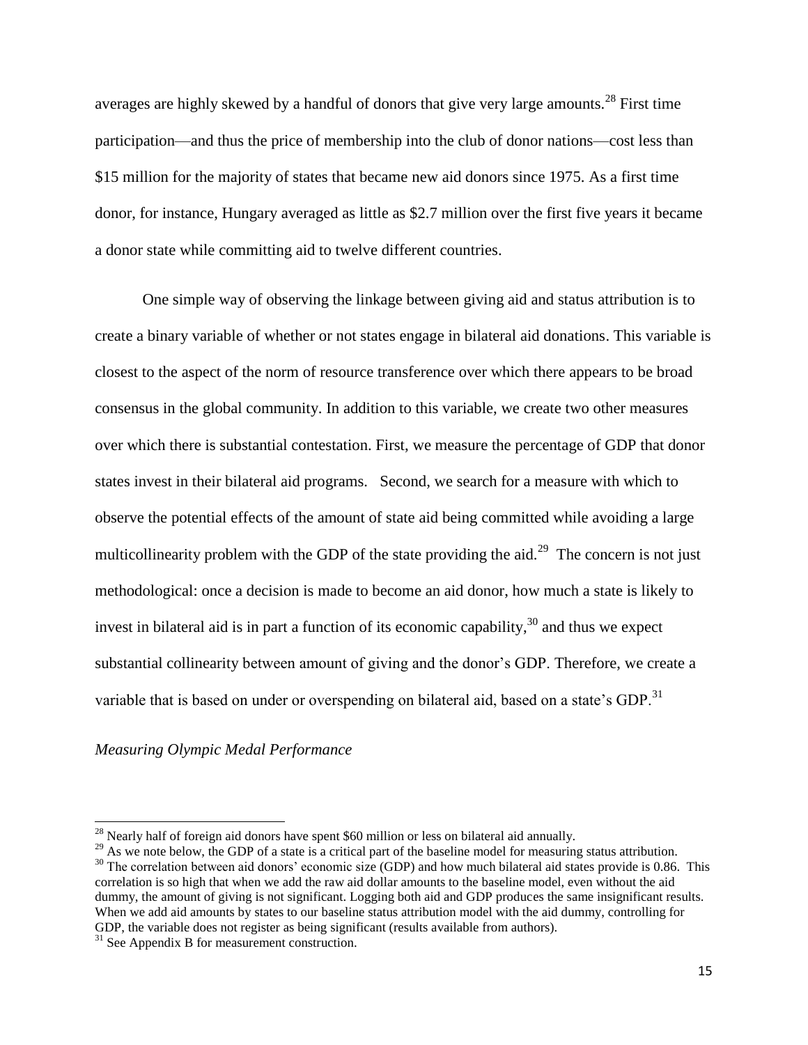averages are highly skewed by a handful of donors that give very large amounts.[28] First time participation—and thus the price of membership into the club of donor nations—cost less than \$15 million for the majority of states that became new aid donors since 1975. As a first time donor, for instance, Hungary averaged as little as \$2.7 million over the first five years it became a donor state while committing aid to twelve different countries.

One simple way of observing the linkage between giving aid and status attribution is to create a binary variable of whether or not states engage in bilateral aid donations. This variable is closest to the aspect of the norm of resource transference over which there appears to be broad consensus in the global community. In addition to this variable, we create two other measures over which there is substantial contestation. First, we measure the percentage of GDP that donor states invest in their bilateral aid programs. Second, we search for a measure with which to observe the potential effects of the amount of state aid being committed while avoiding a large multicollinearity problem with the GDP of the state providing the aid.[29] The concern is not just methodological: once a decision is made to become an aid donor, how much a state is likely to invest in bilateral aid is in part a function of its economic capability,[30] and thus we expect substantial collinearity between amount of giving and the donor's GDP. Therefore, we create a variable that is based on under or overspending on bilateral aid, based on a state's GDP.[31]

*Measuring Olympic Medal Performance*

---

[28] Nearly half of foreign aid donors have spent \$60 million or less on bilateral aid annually.

[29] As we note below, the GDP of a state is a critical part of the baseline model for measuring status attribution.

[30] The correlation between aid donors' economic size (GDP) and how much bilateral aid states provide is 0.86. This correlation is so high that when we add the raw aid dollar amounts to the baseline model, even without the aid dummy, the amount of giving is not significant. Logging both aid and GDP produces the same insignificant results. When we add aid amounts by states to our baseline status attribution model with the aid dummy, controlling for GDP, the variable does not register as being significant (results available from authors).

[31] See Appendix B for measurement construction.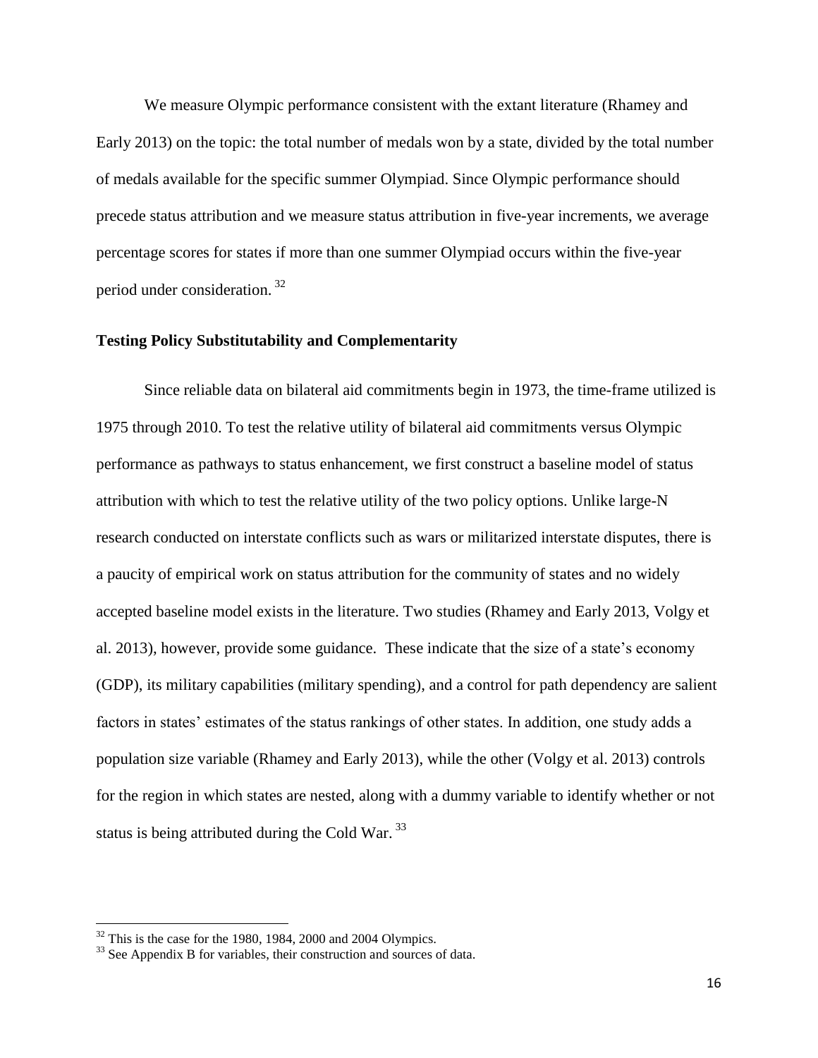We measure Olympic performance consistent with the extant literature (Rhamey and Early 2013) on the topic: the total number of medals won by a state, divided by the total number of medals available for the specific summer Olympiad. Since Olympic performance should precede status attribution and we measure status attribution in five-year increments, we average percentage scores for states if more than one summer Olympiad occurs within the five-year period under consideration. [32]

**Testing Policy Substitutability and Complementarity**

Since reliable data on bilateral aid commitments begin in 1973, the time-frame utilized is 1975 through 2010. To test the relative utility of bilateral aid commitments versus Olympic performance as pathways to status enhancement, we first construct a baseline model of status attribution with which to test the relative utility of the two policy options. Unlike large-N research conducted on interstate conflicts such as wars or militarized interstate disputes, there is a paucity of empirical work on status attribution for the community of states and no widely accepted baseline model exists in the literature. Two studies (Rhamey and Early 2013, Volgy et al. 2013), however, provide some guidance. These indicate that the size of a state's economy (GDP), its military capabilities (military spending), and a control for path dependency are salient factors in states' estimates of the status rankings of other states. In addition, one study adds a population size variable (Rhamey and Early 2013), while the other (Volgy et al. 2013) controls for the region in which states are nested, along with a dummy variable to identify whether or not status is being attributed during the Cold War. [33]

[32] This is the case for the 1980, 1984, 2000 and 2004 Olympics.

[33] See Appendix B for variables, their construction and sources of data.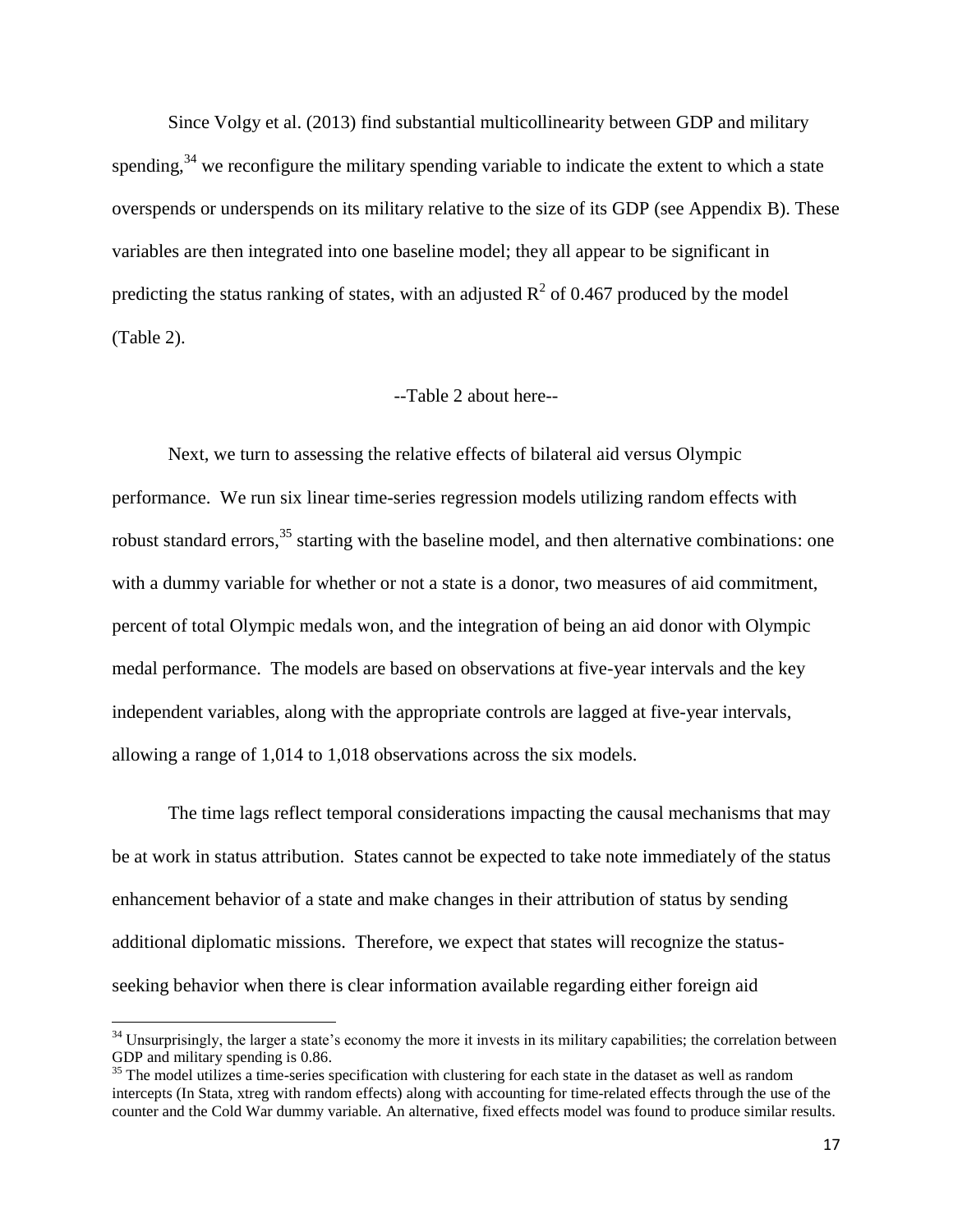Since Volgy et al. (2013) find substantial multicollinearity between GDP and military spending,[34] we reconfigure the military spending variable to indicate the extent to which a state overspends or underspends on its military relative to the size of its GDP (see Appendix B). These variables are then integrated into one baseline model; they all appear to be significant in predicting the status ranking of states, with an adjusted $R^2$ of 0.467 produced by the model (Table 2).

--Table 2 about here--

Next, we turn to assessing the relative effects of bilateral aid versus Olympic performance. We run six linear time-series regression models utilizing random effects with robust standard errors,[35] starting with the baseline model, and then alternative combinations: one with a dummy variable for whether or not a state is a donor, two measures of aid commitment, percent of total Olympic medals won, and the integration of being an aid donor with Olympic medal performance. The models are based on observations at five-year intervals and the key independent variables, along with the appropriate controls are lagged at five-year intervals, allowing a range of 1,014 to 1,018 observations across the six models.

The time lags reflect temporal considerations impacting the causal mechanisms that may be at work in status attribution. States cannot be expected to take note immediately of the status enhancement behavior of a state and make changes in their attribution of status by sending additional diplomatic missions. Therefore, we expect that states will recognize the status-seeking behavior when there is clear information available regarding either foreign aid

[34] Unsurprisingly, the larger a state's economy the more it invests in its military capabilities; the correlation between GDP and military spending is 0.86.

[35] The model utilizes a time-series specification with clustering for each state in the dataset as well as random intercepts (In Stata, xtreg with random effects) along with accounting for time-related effects through the use of the counter and the Cold War dummy variable. An alternative, fixed effects model was found to produce similar results.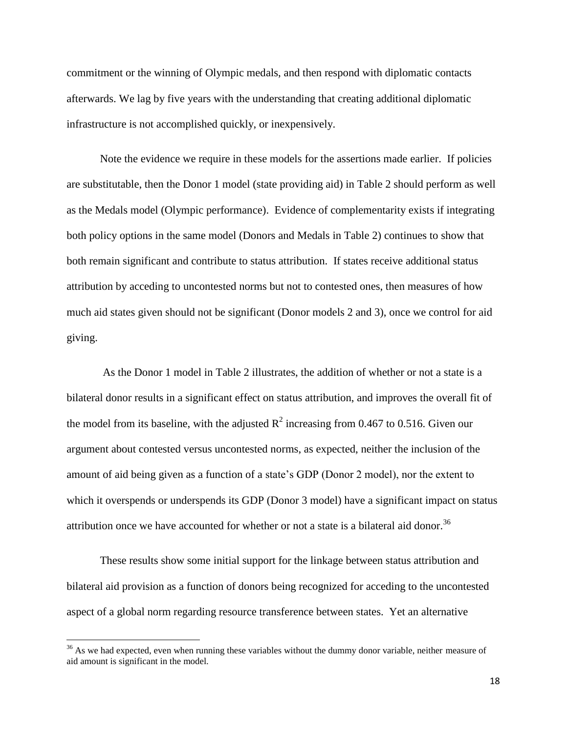commitment or the winning of Olympic medals, and then respond with diplomatic contacts afterwards. We lag by five years with the understanding that creating additional diplomatic infrastructure is not accomplished quickly, or inexpensively.

Note the evidence we require in these models for the assertions made earlier. If policies are substitutable, then the Donor 1 model (state providing aid) in Table 2 should perform as well as the Medals model (Olympic performance). Evidence of complementarity exists if integrating both policy options in the same model (Donors and Medals in Table 2) continues to show that both remain significant and contribute to status attribution. If states receive additional status attribution by acceding to uncontested norms but not to contested ones, then measures of how much aid states given should not be significant (Donor models 2 and 3), once we control for aid giving.

As the Donor 1 model in Table 2 illustrates, the addition of whether or not a state is a bilateral donor results in a significant effect on status attribution, and improves the overall fit of the model from its baseline, with the adjusted $R^2$ increasing from 0.467 to 0.516. Given our argument about contested versus uncontested norms, as expected, neither the inclusion of the amount of aid being given as a function of a state's GDP (Donor 2 model), nor the extent to which it overspends or underspends its GDP (Donor 3 model) have a significant impact on status attribution once we have accounted for whether or not a state is a bilateral aid donor.[36]

These results show some initial support for the linkage between status attribution and bilateral aid provision as a function of donors being recognized for acceding to the uncontested aspect of a global norm regarding resource transference between states. Yet an alternative

[36] As we had expected, even when running these variables without the dummy donor variable, neither measure of aid amount is significant in the model.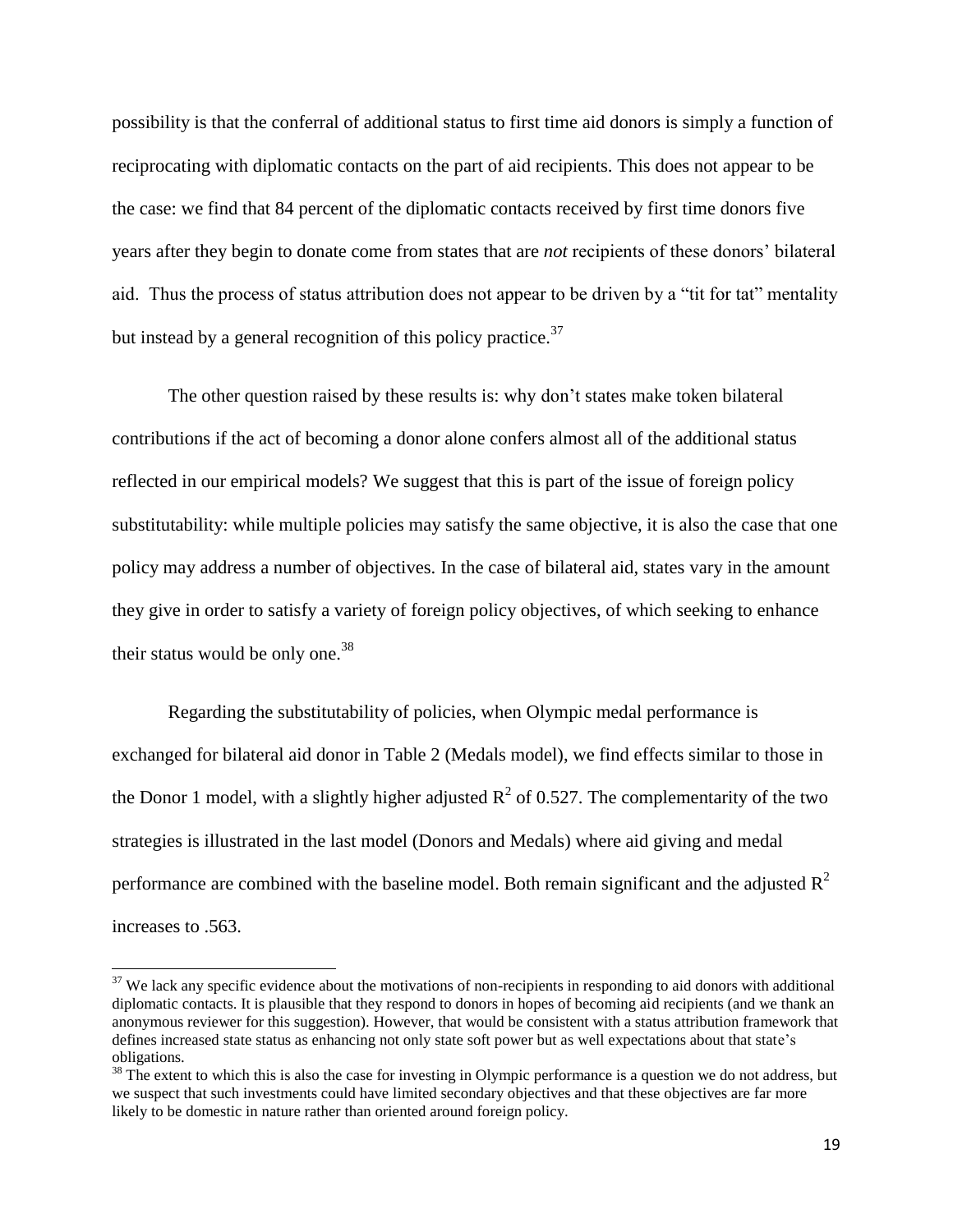possibility is that the conferral of additional status to first time aid donors is simply a function of reciprocating with diplomatic contacts on the part of aid recipients. This does not appear to be the case: we find that 84 percent of the diplomatic contacts received by first time donors five years after they begin to donate come from states that are *not* recipients of these donors' bilateral aid. Thus the process of status attribution does not appear to be driven by a "tit for tat" mentality but instead by a general recognition of this policy practice.[37]

The other question raised by these results is: why don't states make token bilateral contributions if the act of becoming a donor alone confers almost all of the additional status reflected in our empirical models? We suggest that this is part of the issue of foreign policy substitutability: while multiple policies may satisfy the same objective, it is also the case that one policy may address a number of objectives. In the case of bilateral aid, states vary in the amount they give in order to satisfy a variety of foreign policy objectives, of which seeking to enhance their status would be only one.[38]

Regarding the substitutability of policies, when Olympic medal performance is exchanged for bilateral aid donor in Table 2 (Medals model), we find effects similar to those in the Donor 1 model, with a slightly higher adjusted $R^2$ of 0.527. The complementarity of the two strategies is illustrated in the last model (Donors and Medals) where aid giving and medal performance are combined with the baseline model. Both remain significant and the adjusted $R^2$ increases to .563.

[37] We lack any specific evidence about the motivations of non-recipients in responding to aid donors with additional diplomatic contacts. It is plausible that they respond to donors in hopes of becoming aid recipients (and we thank an anonymous reviewer for this suggestion). However, that would be consistent with a status attribution framework that defines increased state status as enhancing not only state soft power but as well expectations about that state's obligations.

[38] The extent to which this is also the case for investing in Olympic performance is a question we do not address, but we suspect that such investments could have limited secondary objectives and that these objectives are far more likely to be domestic in nature rather than oriented around foreign policy.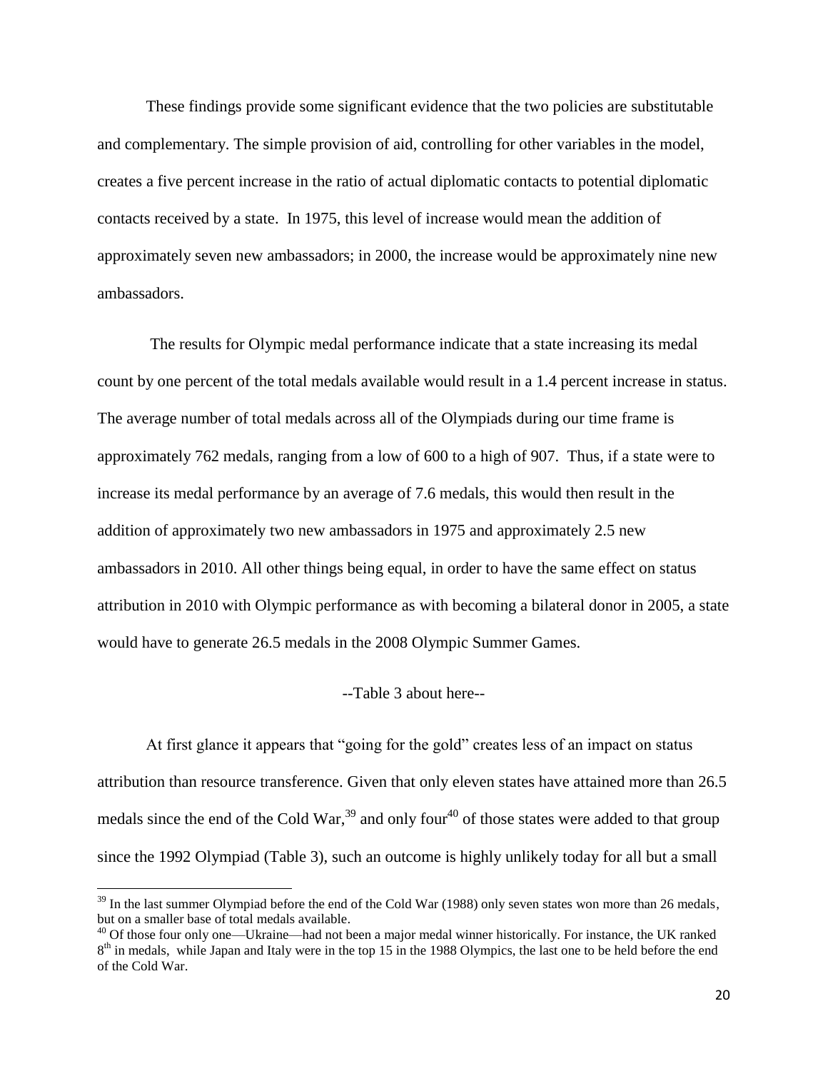These findings provide some significant evidence that the two policies are substitutable and complementary. The simple provision of aid, controlling for other variables in the model, creates a five percent increase in the ratio of actual diplomatic contacts to potential diplomatic contacts received by a state. In 1975, this level of increase would mean the addition of approximately seven new ambassadors; in 2000, the increase would be approximately nine new ambassadors.

The results for Olympic medal performance indicate that a state increasing its medal count by one percent of the total medals available would result in a 1.4 percent increase in status. The average number of total medals across all of the Olympiads during our time frame is approximately 762 medals, ranging from a low of 600 to a high of 907. Thus, if a state were to increase its medal performance by an average of 7.6 medals, this would then result in the addition of approximately two new ambassadors in 1975 and approximately 2.5 new ambassadors in 2010. All other things being equal, in order to have the same effect on status attribution in 2010 with Olympic performance as with becoming a bilateral donor in 2005, a state would have to generate 26.5 medals in the 2008 Olympic Summer Games.

--Table 3 about here--

At first glance it appears that "going for the gold" creates less of an impact on status attribution than resource transference. Given that only eleven states have attained more than 26.5 medals since the end of the Cold War,[39] and only four[40] of those states were added to that group since the 1992 Olympiad (Table 3), such an outcome is highly unlikely today for all but a small

[39] In the last summer Olympiad before the end of the Cold War (1988) only seven states won more than 26 medals, but on a smaller base of total medals available.

[40] Of those four only one—Ukraine—had not been a major medal winner historically. For instance, the UK ranked 8th in medals, while Japan and Italy were in the top 15 in the 1988 Olympics, the last one to be held before the end of the Cold War.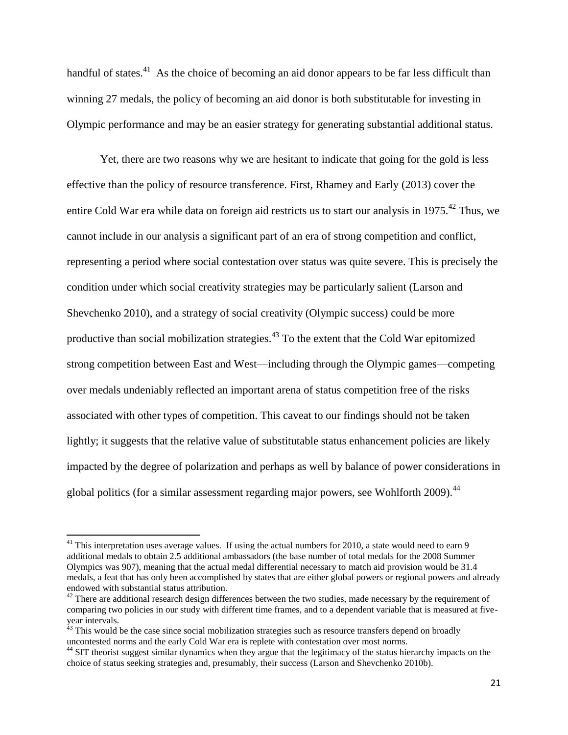handful of states.[41] As the choice of becoming an aid donor appears to be far less difficult than winning 27 medals, the policy of becoming an aid donor is both substitutable for investing in Olympic performance and may be an easier strategy for generating substantial additional status.

Yet, there are two reasons why we are hesitant to indicate that going for the gold is less effective than the policy of resource transference. First, Rhamey and Early (2013) cover the entire Cold War era while data on foreign aid restricts us to start our analysis in 1975.[42] Thus, we cannot include in our analysis a significant part of an era of strong competition and conflict, representing a period where social contestation over status was quite severe. This is precisely the condition under which social creativity strategies may be particularly salient (Larson and Shevchenko 2010), and a strategy of social creativity (Olympic success) could be more productive than social mobilization strategies.[43] To the extent that the Cold War epitomized strong competition between East and West—including through the Olympic games—competing over medals undeniably reflected an important arena of status competition free of the risks associated with other types of competition. This caveat to our findings should not be taken lightly; it suggests that the relative value of substitutable status enhancement policies are likely impacted by the degree of polarization and perhaps as well by balance of power considerations in global politics (for a similar assessment regarding major powers, see Wohlforth 2009).[44]

---

[41] This interpretation uses average values. If using the actual numbers for 2010, a state would need to earn 9 additional medals to obtain 2.5 additional ambassadors (the base number of total medals for the 2008 Summer Olympics was 907), meaning that the actual medal differential necessary to match aid provision would be 31.4 medals, a feat that has only been accomplished by states that are either global powers or regional powers and already endowed with substantial status attribution.

[42] There are additional research design differences between the two studies, made necessary by the requirement of comparing two policies in our study with different time frames, and to a dependent variable that is measured at five-year intervals.

[43] This would be the case since social mobilization strategies such as resource transfers depend on broadly uncontested norms and the early Cold War era is replete with contestation over most norms.

[44] SIT theorist suggest similar dynamics when they argue that the legitimacy of the status hierarchy impacts on the choice of status seeking strategies and, presumably, their success (Larson and Shevchenko 2010b).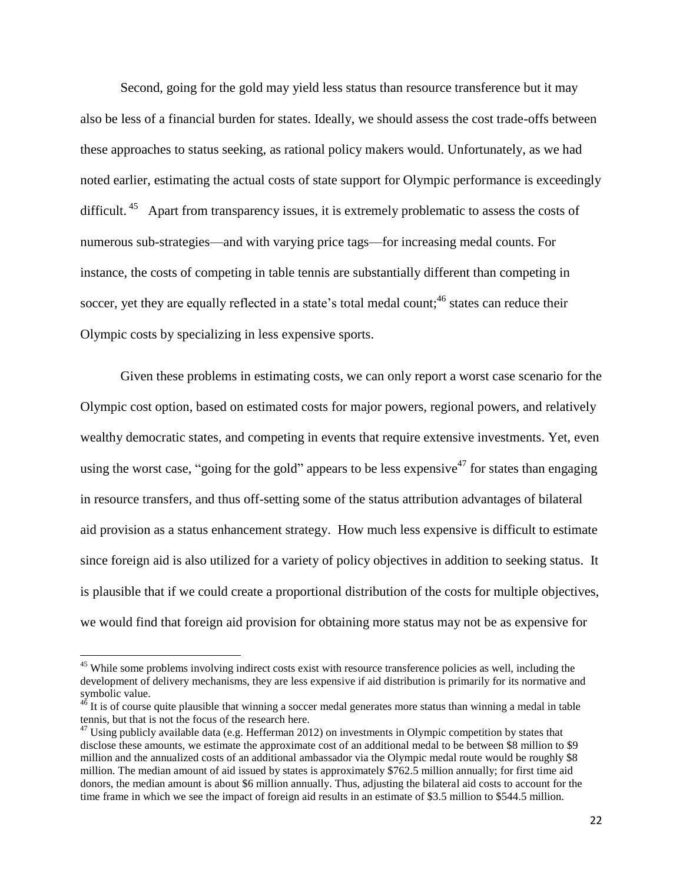Second, going for the gold may yield less status than resource transference but it may also be less of a financial burden for states. Ideally, we should assess the cost trade-offs between these approaches to status seeking, as rational policy makers would. Unfortunately, as we had noted earlier, estimating the actual costs of state support for Olympic performance is exceedingly difficult. [45] Apart from transparency issues, it is extremely problematic to assess the costs of numerous sub-strategies—and with varying price tags—for increasing medal counts. For instance, the costs of competing in table tennis are substantially different than competing in soccer, yet they are equally reflected in a state's total medal count;[46] states can reduce their Olympic costs by specializing in less expensive sports.

Given these problems in estimating costs, we can only report a worst case scenario for the Olympic cost option, based on estimated costs for major powers, regional powers, and relatively wealthy democratic states, and competing in events that require extensive investments. Yet, even using the worst case, "going for the gold" appears to be less expensive[47] for states than engaging in resource transfers, and thus off-setting some of the status attribution advantages of bilateral aid provision as a status enhancement strategy. How much less expensive is difficult to estimate since foreign aid is also utilized for a variety of policy objectives in addition to seeking status. It is plausible that if we could create a proportional distribution of the costs for multiple objectives, we would find that foreign aid provision for obtaining more status may not be as expensive for

[45] While some problems involving indirect costs exist with resource transference policies as well, including the development of delivery mechanisms, they are less expensive if aid distribution is primarily for its normative and symbolic value.

[46] It is of course quite plausible that winning a soccer medal generates more status than winning a medal in table tennis, but that is not the focus of the research here.

[47] Using publicly available data (e.g. Hefferman 2012) on investments in Olympic competition by states that disclose these amounts, we estimate the approximate cost of an additional medal to be between \$8 million to \$9 million and the annualized costs of an additional ambassador via the Olympic medal route would be roughly \$8 million. The median amount of aid issued by states is approximately \$762.5 million annually; for first time aid donors, the median amount is about \$6 million annually. Thus, adjusting the bilateral aid costs to account for the time frame in which we see the impact of foreign aid results in an estimate of \$3.5 million to \$544.5 million.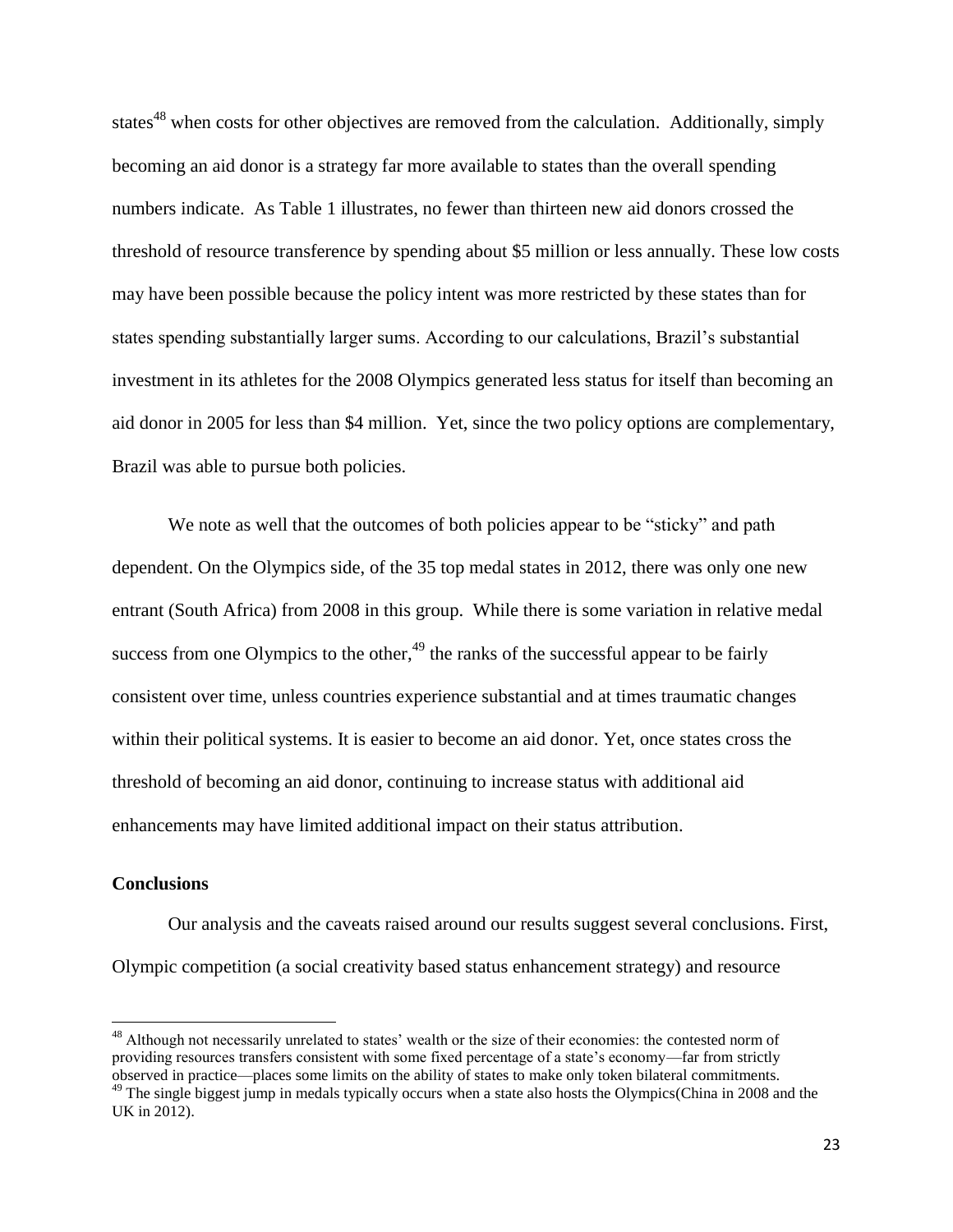states[48] when costs for other objectives are removed from the calculation. Additionally, simply becoming an aid donor is a strategy far more available to states than the overall spending numbers indicate. As Table 1 illustrates, no fewer than thirteen new aid donors crossed the threshold of resource transference by spending about $5 million or less annually. These low costs may have been possible because the policy intent was more restricted by these states than for states spending substantially larger sums. According to our calculations, Brazil's substantial investment in its athletes for the 2008 Olympics generated less status for itself than becoming an aid donor in 2005 for less than $4 million. Yet, since the two policy options are complementary, Brazil was able to pursue both policies.

We note as well that the outcomes of both policies appear to be "sticky" and path dependent. On the Olympics side, of the 35 top medal states in 2012, there was only one new entrant (South Africa) from 2008 in this group. While there is some variation in relative medal success from one Olympics to the other,[49] the ranks of the successful appear to be fairly consistent over time, unless countries experience substantial and at times traumatic changes within their political systems. It is easier to become an aid donor. Yet, once states cross the threshold of becoming an aid donor, continuing to increase status with additional aid enhancements may have limited additional impact on their status attribution.

**Conclusions**

Our analysis and the caveats raised around our results suggest several conclusions. First, Olympic competition (a social creativity based status enhancement strategy) and resource

[48] Although not necessarily unrelated to states' wealth or the size of their economies: the contested norm of providing resources transfers consistent with some fixed percentage of a state's economy—far from strictly observed in practice—places some limits on the ability of states to make only token bilateral commitments.

[49] The single biggest jump in medals typically occurs when a state also hosts the Olympics(China in 2008 and the UK in 2012).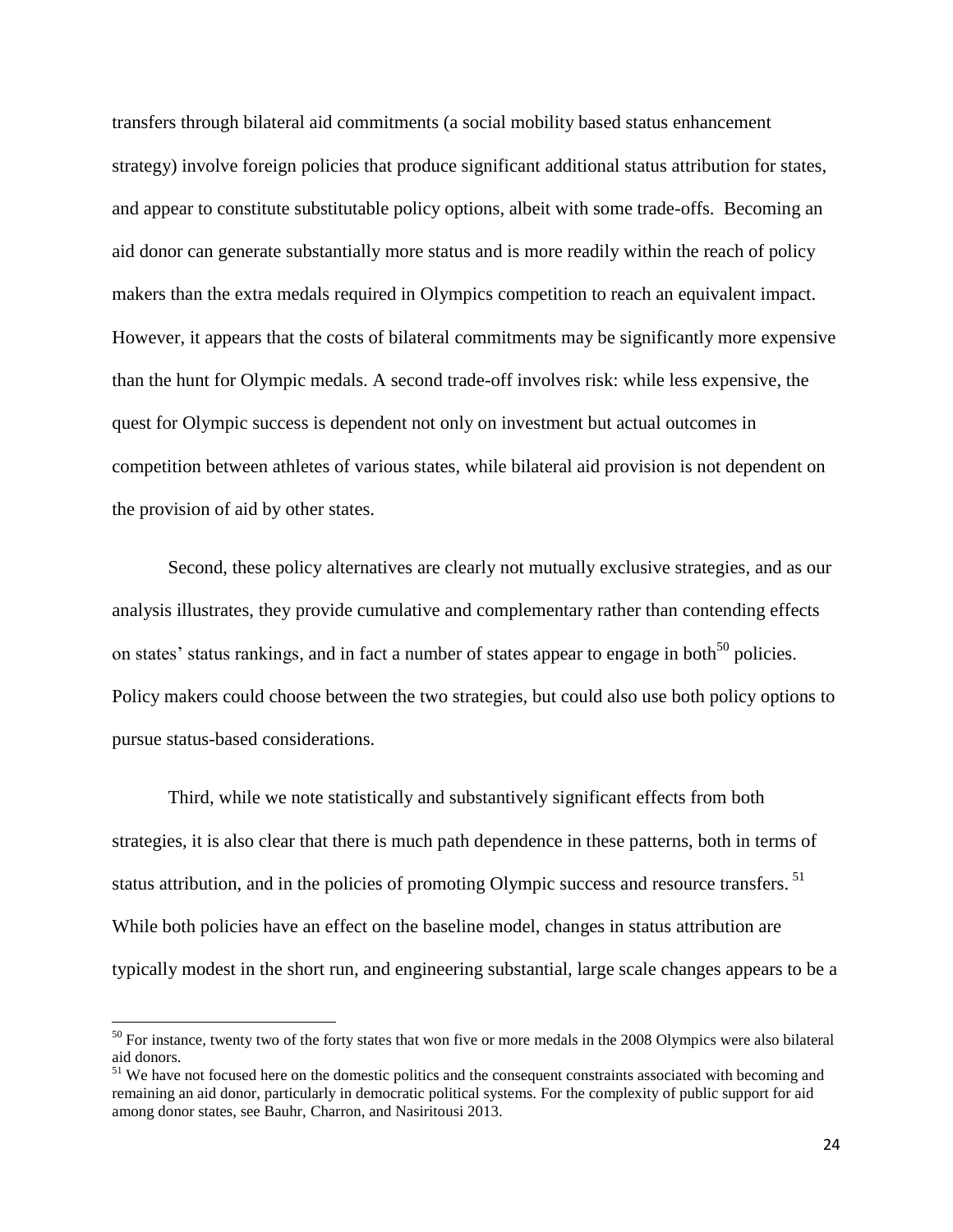transfers through bilateral aid commitments (a social mobility based status enhancement strategy) involve foreign policies that produce significant additional status attribution for states, and appear to constitute substitutable policy options, albeit with some trade-offs. Becoming an aid donor can generate substantially more status and is more readily within the reach of policy makers than the extra medals required in Olympics competition to reach an equivalent impact. However, it appears that the costs of bilateral commitments may be significantly more expensive than the hunt for Olympic medals. A second trade-off involves risk: while less expensive, the quest for Olympic success is dependent not only on investment but actual outcomes in competition between athletes of various states, while bilateral aid provision is not dependent on the provision of aid by other states.

Second, these policy alternatives are clearly not mutually exclusive strategies, and as our analysis illustrates, they provide cumulative and complementary rather than contending effects on states' status rankings, and in fact a number of states appear to engage in both[50] policies. Policy makers could choose between the two strategies, but could also use both policy options to pursue status-based considerations.

Third, while we note statistically and substantively significant effects from both strategies, it is also clear that there is much path dependence in these patterns, both in terms of status attribution, and in the policies of promoting Olympic success and resource transfers.[51] While both policies have an effect on the baseline model, changes in status attribution are typically modest in the short run, and engineering substantial, large scale changes appears to be a

[50] For instance, twenty two of the forty states that won five or more medals in the 2008 Olympics were also bilateral aid donors.

[51] We have not focused here on the domestic politics and the consequent constraints associated with becoming and remaining an aid donor, particularly in democratic political systems. For the complexity of public support for aid among donor states, see Bauhr, Charron, and Nasiritousi 2013.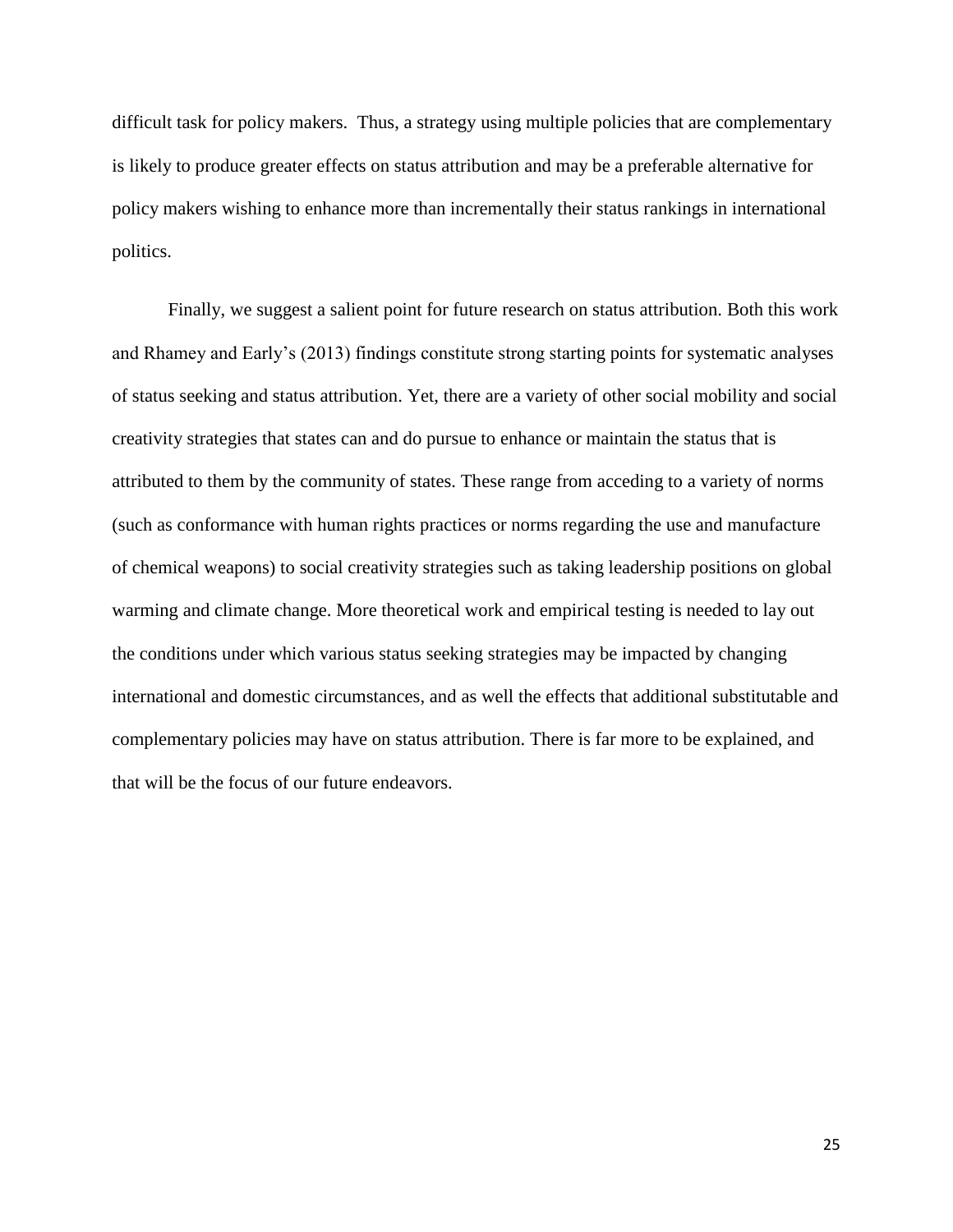difficult task for policy makers. Thus, a strategy using multiple policies that are complementary is likely to produce greater effects on status attribution and may be a preferable alternative for policy makers wishing to enhance more than incrementally their status rankings in international politics.

Finally, we suggest a salient point for future research on status attribution. Both this work and Rhamey and Early's (2013) findings constitute strong starting points for systematic analyses of status seeking and status attribution. Yet, there are a variety of other social mobility and social creativity strategies that states can and do pursue to enhance or maintain the status that is attributed to them by the community of states. These range from acceding to a variety of norms (such as conformance with human rights practices or norms regarding the use and manufacture of chemical weapons) to social creativity strategies such as taking leadership positions on global warming and climate change. More theoretical work and empirical testing is needed to lay out the conditions under which various status seeking strategies may be impacted by changing international and domestic circumstances, and as well the effects that additional substitutable and complementary policies may have on status attribution. There is far more to be explained, and that will be the focus of our future endeavors.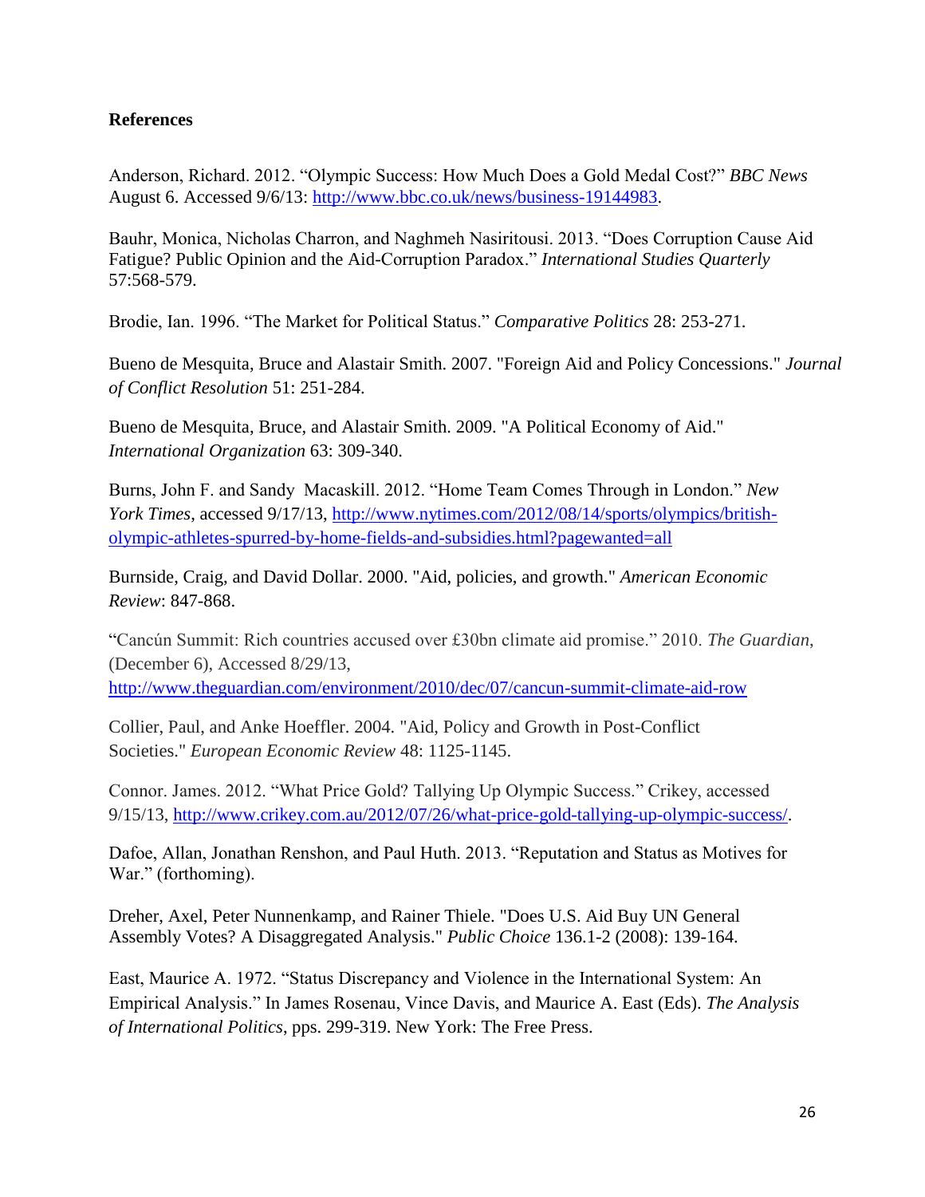**References**

Anderson, Richard. 2012. "Olympic Success: How Much Does a Gold Medal Cost?" *BBC News* August 6. Accessed 9/6/13: http://www.bbc.co.uk/news/business-19144983.

Bauhr, Monica, Nicholas Charron, and Naghmeh Nasiritousi. 2013. "Does Corruption Cause Aid Fatigue? Public Opinion and the Aid-Corruption Paradox." *International Studies Quarterly* 57:568-579.

Brodie, Ian. 1996. "The Market for Political Status." *Comparative Politics* 28: 253-271.

Bueno de Mesquita, Bruce and Alastair Smith. 2007. "Foreign Aid and Policy Concessions." *Journal of Conflict Resolution* 51: 251-284.

Bueno de Mesquita, Bruce, and Alastair Smith. 2009. "A Political Economy of Aid." *International Organization* 63: 309-340.

Burns, John F. and Sandy Macaskill. 2012. "Home Team Comes Through in London." *New York Times*, accessed 9/17/13, http://www.nytimes.com/2012/08/14/sports/olympics/british-olympic-athletes-spurred-by-home-fields-and-subsidies.html?pagewanted=all

Burnside, Craig, and David Dollar. 2000. "Aid, policies, and growth." *American Economic Review*: 847-868.

"Cancún Summit: Rich countries accused over £30bn climate aid promise." 2010. *The Guardian*, (December 6), Accessed 8/29/13, http://www.theguardian.com/environment/2010/dec/07/cancun-summit-climate-aid-row

Collier, Paul, and Anke Hoeffler. 2004. "Aid, Policy and Growth in Post-Conflict Societies." *European Economic Review* 48: 1125-1145.

Connor. James. 2012. "What Price Gold? Tallying Up Olympic Success." Crikey, accessed 9/15/13, http://www.crikey.com.au/2012/07/26/what-price-gold-tallying-up-olympic-success/.

Dafoe, Allan, Jonathan Renshon, and Paul Huth. 2013. "Reputation and Status as Motives for War." (forthoming).

Dreher, Axel, Peter Nunnenkamp, and Rainer Thiele. "Does U.S. Aid Buy UN General Assembly Votes? A Disaggregated Analysis." *Public Choice* 136.1-2 (2008): 139-164.

East, Maurice A. 1972. "Status Discrepancy and Violence in the International System: An Empirical Analysis." In James Rosenau, Vince Davis, and Maurice A. East (Eds). *The Analysis of International Politics*, pps. 299-319. New York: The Free Press.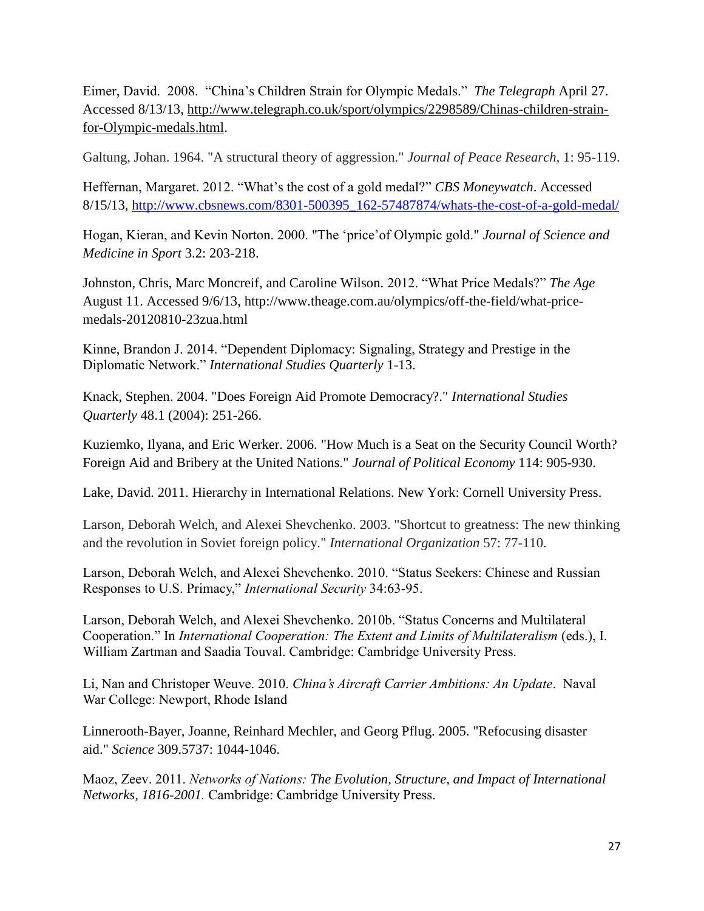Eimer, David. 2008. "China's Children Strain for Olympic Medals." *The Telegraph* April 27. Accessed 8/13/13, http://www.telegraph.co.uk/sport/olympics/2298589/Chinas-children-strain-for-Olympic-medals.html.

Galtung, Johan. 1964. "A structural theory of aggression." *Journal of Peace Research,* 1: 95-119.

Heffernan, Margaret. 2012. "What's the cost of a gold medal?" *CBS Moneywatch*. Accessed 8/15/13, http://www.cbsnews.com/8301-500395_162-57487874/whats-the-cost-of-a-gold-medal/

Hogan, Kieran, and Kevin Norton. 2000. "The 'price'of Olympic gold." *Journal of Science and Medicine in Sport* 3.2: 203-218.

Johnston, Chris, Marc Moncreif, and Caroline Wilson. 2012. "What Price Medals?" *The Age* August 11. Accessed 9/6/13, http://www.theage.com.au/olympics/off-the-field/what-price-medals-20120810-23zua.html

Kinne, Brandon J. 2014. "Dependent Diplomacy: Signaling, Strategy and Prestige in the Diplomatic Network." *International Studies Quarterly* 1-13.

Knack, Stephen. 2004. "Does Foreign Aid Promote Democracy?." *International Studies Quarterly* 48.1 (2004): 251-266.

Kuziemko, Ilyana, and Eric Werker. 2006. "How Much is a Seat on the Security Council Worth? Foreign Aid and Bribery at the United Nations." *Journal of Political Economy* 114: 905-930.

Lake, David. 2011. Hierarchy in International Relations. New York: Cornell University Press.

Larson, Deborah Welch, and Alexei Shevchenko. 2003. "Shortcut to greatness: The new thinking and the revolution in Soviet foreign policy." *International Organization* 57: 77-110.

Larson, Deborah Welch, and Alexei Shevchenko. 2010. "Status Seekers: Chinese and Russian Responses to U.S. Primacy," *International Security* 34:63-95.

Larson, Deborah Welch, and Alexei Shevchenko. 2010b. "Status Concerns and Multilateral Cooperation." In *International Cooperation: The Extent and Limits of Multilateralism* (eds.), I. William Zartman and Saadia Touval. Cambridge: Cambridge University Press.

Li, Nan and Christoper Weuve. 2010. *China's Aircraft Carrier Ambitions: An Update*. Naval War College: Newport, Rhode Island

Linnerooth-Bayer, Joanne, Reinhard Mechler, and Georg Pflug. 2005. "Refocusing disaster aid." *Science* 309.5737: 1044-1046.

Maoz, Zeev. 2011. *Networks of Nations: The Evolution, Structure, and Impact of International Networks, 1816-2001.* Cambridge: Cambridge University Press.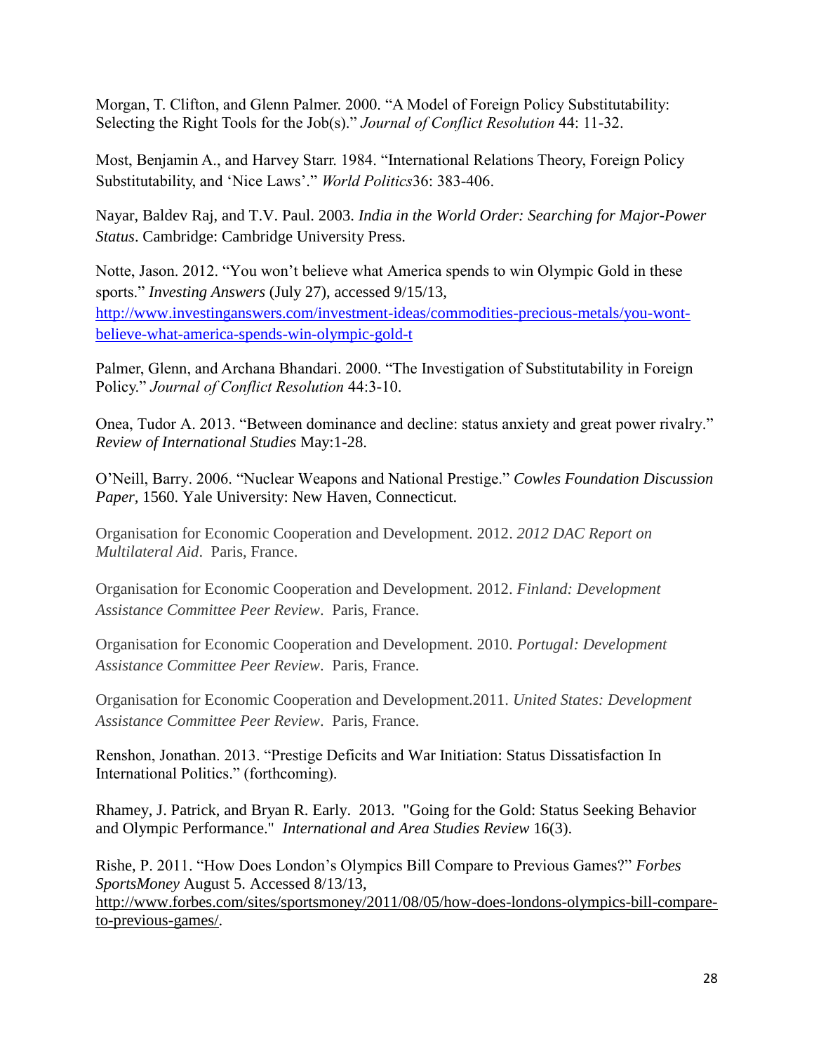Morgan, T. Clifton, and Glenn Palmer. 2000. "A Model of Foreign Policy Substitutability: Selecting the Right Tools for the Job(s)." *Journal of Conflict Resolution* 44: 11-32.

Most, Benjamin A., and Harvey Starr. 1984. "International Relations Theory, Foreign Policy Substitutability, and 'Nice Laws'." *World Politics*36: 383-406.

Nayar, Baldev Raj, and T.V. Paul. 2003. *India in the World Order: Searching for Major-Power Status*. Cambridge: Cambridge University Press.

Notte, Jason. 2012. "You won't believe what America spends to win Olympic Gold in these sports." *Investing Answers* (July 27), accessed 9/15/13, http://www.investinganswers.com/investment-ideas/commodities-precious-metals/you-wont-believe-what-america-spends-win-olympic-gold-t

Palmer, Glenn, and Archana Bhandari. 2000. "The Investigation of Substitutability in Foreign Policy." *Journal of Conflict Resolution* 44:3-10.

Onea, Tudor A. 2013. "Between dominance and decline: status anxiety and great power rivalry." *Review of International Studies* May:1-28.

O'Neill, Barry. 2006. "Nuclear Weapons and National Prestige." *Cowles Foundation Discussion Paper,* 1560. Yale University: New Haven, Connecticut.

Organisation for Economic Cooperation and Development. 2012. *2012 DAC Report on Multilateral Aid*. Paris, France.

Organisation for Economic Cooperation and Development. 2012. *Finland: Development Assistance Committee Peer Review*. Paris, France.

Organisation for Economic Cooperation and Development. 2010. *Portugal: Development Assistance Committee Peer Review*. Paris, France.

Organisation for Economic Cooperation and Development.2011. *United States: Development Assistance Committee Peer Review*. Paris, France.

Renshon, Jonathan. 2013. "Prestige Deficits and War Initiation: Status Dissatisfaction In International Politics." (forthcoming).

Rhamey, J. Patrick, and Bryan R. Early. 2013. "Going for the Gold: Status Seeking Behavior and Olympic Performance." *International and Area Studies Review* 16(3).

Rishe, P. 2011. "How Does London's Olympics Bill Compare to Previous Games?" *Forbes SportsMoney* August 5. Accessed 8/13/13, http://www.forbes.com/sites/sportsmoney/2011/08/05/how-does-londons-olympics-bill-compare-to-previous-games/.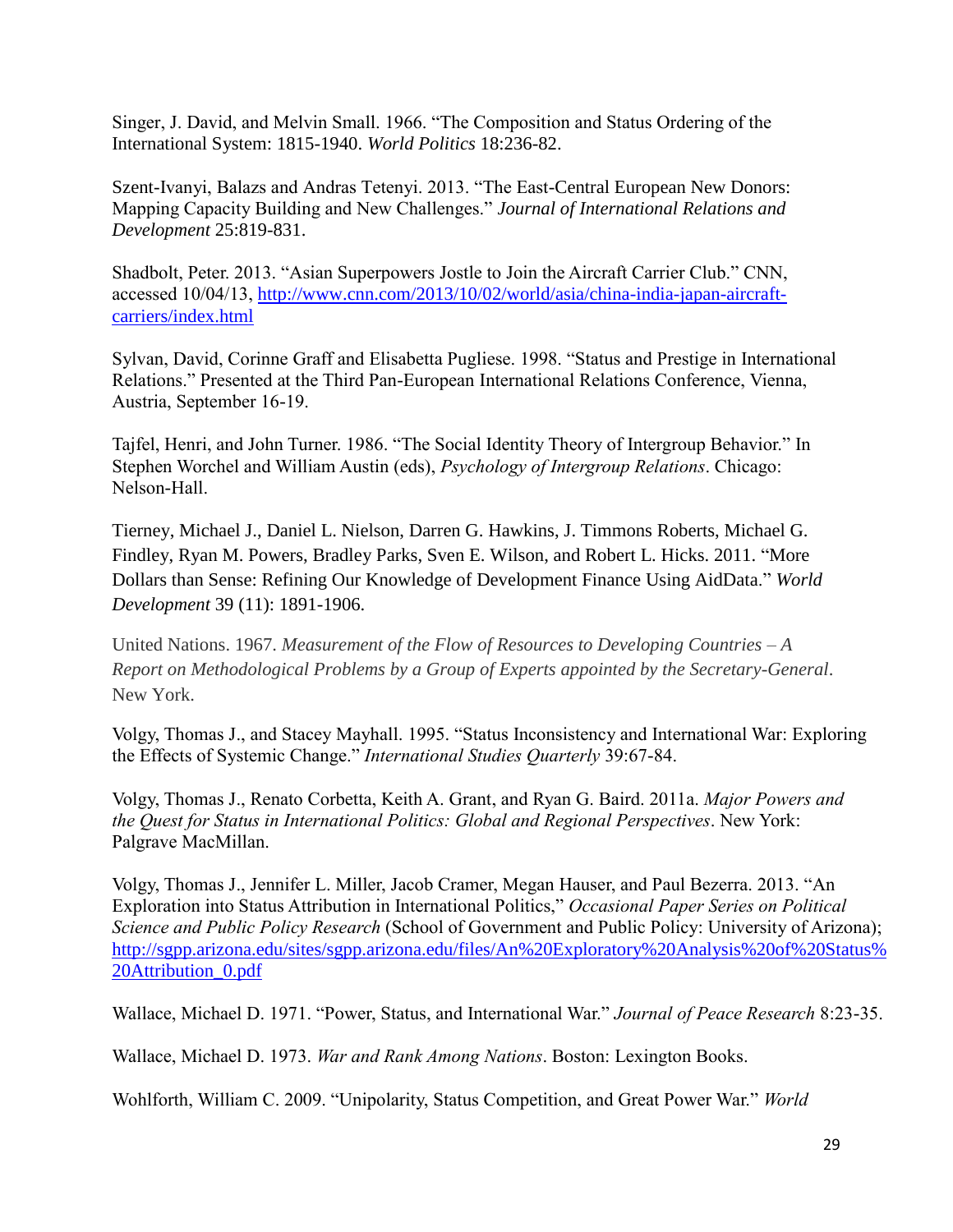Singer, J. David, and Melvin Small. 1966. "The Composition and Status Ordering of the International System: 1815-1940. *World Politics* 18:236-82.

Szent-Ivanyi, Balazs and Andras Tetenyi. 2013. "The East-Central European New Donors: Mapping Capacity Building and New Challenges." *Journal of International Relations and Development* 25:819-831.

Shadbolt, Peter. 2013. "Asian Superpowers Jostle to Join the Aircraft Carrier Club." CNN, accessed 10/04/13, http://www.cnn.com/2013/10/02/world/asia/china-india-japan-aircraft-carriers/index.html

Sylvan, David, Corinne Graff and Elisabetta Pugliese. 1998. "Status and Prestige in International Relations." Presented at the Third Pan-European International Relations Conference, Vienna, Austria, September 16-19.

Tajfel, Henri, and John Turner. 1986. "The Social Identity Theory of Intergroup Behavior." In Stephen Worchel and William Austin (eds), *Psychology of Intergroup Relations*. Chicago: Nelson-Hall.

Tierney, Michael J., Daniel L. Nielson, Darren G. Hawkins, J. Timmons Roberts, Michael G. Findley, Ryan M. Powers, Bradley Parks, Sven E. Wilson, and Robert L. Hicks. 2011. "More Dollars than Sense: Refining Our Knowledge of Development Finance Using AidData." *World Development* 39 (11): 1891-1906.

United Nations. 1967. *Measurement of the Flow of Resources to Developing Countries – A Report on Methodological Problems by a Group of Experts appointed by the Secretary-General*. New York.

Volgy, Thomas J., and Stacey Mayhall. 1995. "Status Inconsistency and International War: Exploring the Effects of Systemic Change." *International Studies Quarterly* 39:67-84.

Volgy, Thomas J., Renato Corbetta, Keith A. Grant, and Ryan G. Baird. 2011a. *Major Powers and the Quest for Status in International Politics: Global and Regional Perspectives*. New York: Palgrave MacMillan.

Volgy, Thomas J., Jennifer L. Miller, Jacob Cramer, Megan Hauser, and Paul Bezerra. 2013. "An Exploration into Status Attribution in International Politics," *Occasional Paper Series on Political Science and Public Policy Research* (School of Government and Public Policy: University of Arizona); http://sgpp.arizona.edu/sites/sgpp.arizona.edu/files/An%20Exploratory%20Analysis%20of%20Status%20Attribution_0.pdf

Wallace, Michael D. 1971. "Power, Status, and International War." *Journal of Peace Research* 8:23-35.

Wallace, Michael D. 1973. *War and Rank Among Nations*. Boston: Lexington Books.

Wohlforth, William C. 2009. "Unipolarity, Status Competition, and Great Power War." *World*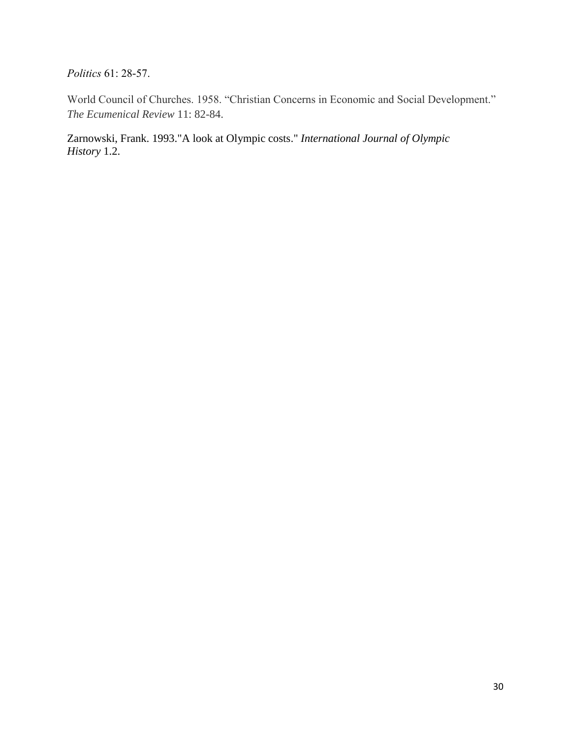*Politics* 61: 28-57.

World Council of Churches. 1958. "Christian Concerns in Economic and Social Development." *The Ecumenical Review* 11: 82-84.

Zarnowski, Frank. 1993."A look at Olympic costs." *International Journal of Olympic History* 1.2.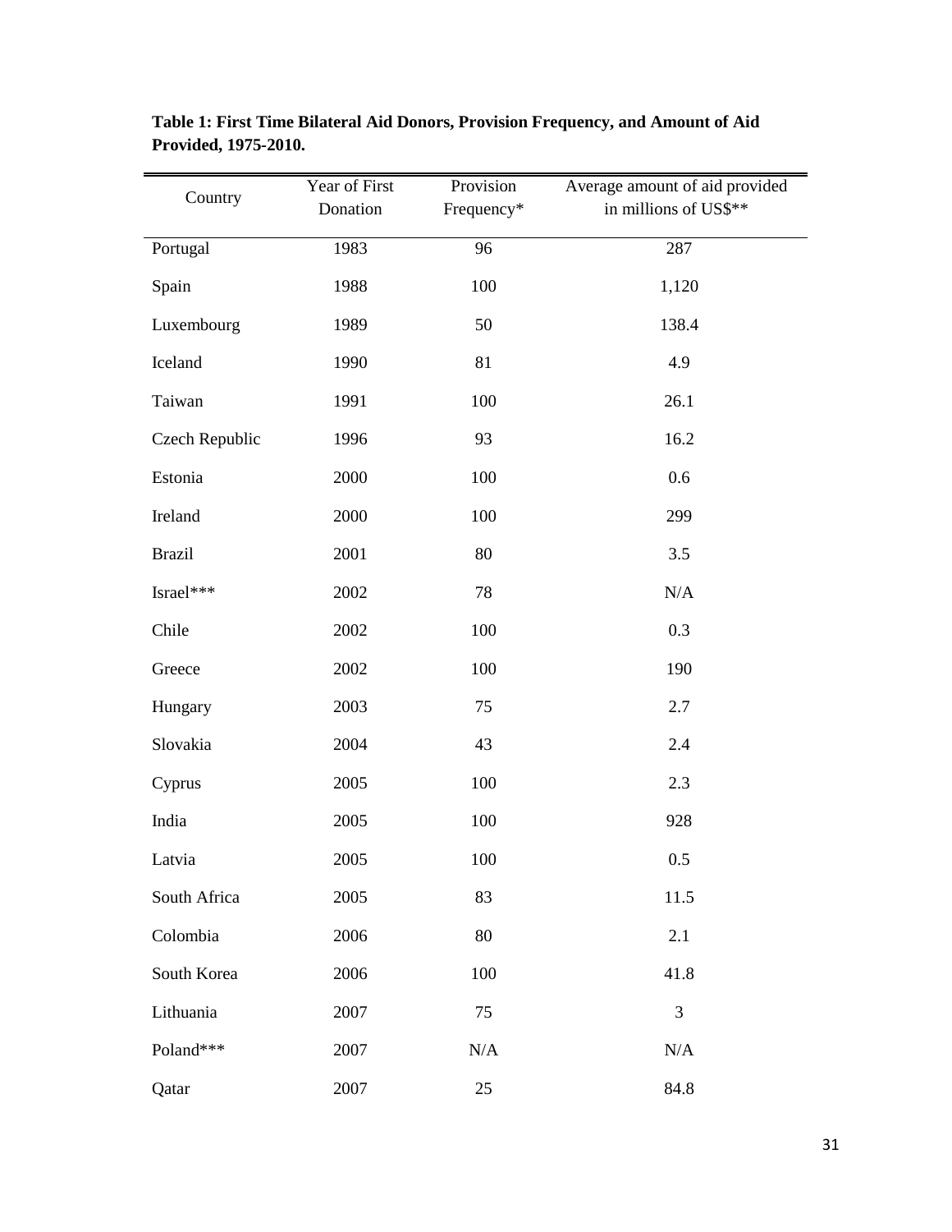**Table 1: First Time Bilateral Aid Donors, Provision Frequency, and Amount of Aid Provided, 1975-2010.**

| Country | Year of First Donation | Provision Frequency* | Average amount of aid provided in millions of US$** |
|---|---|---|---|
| Portugal | 1983 | 96 | 287 |
| Spain | 1988 | 100 | 1,120 |
| Luxembourg | 1989 | 50 | 138.4 |
| Iceland | 1990 | 81 | 4.9 |
| Taiwan | 1991 | 100 | 26.1 |
| Czech Republic | 1996 | 93 | 16.2 |
| Estonia | 2000 | 100 | 0.6 |
| Ireland | 2000 | 100 | 299 |
| Brazil | 2001 | 80 | 3.5 |
| Israel*** | 2002 | 78 | N/A |
| Chile | 2002 | 100 | 0.3 |
| Greece | 2002 | 100 | 190 |
| Hungary | 2003 | 75 | 2.7 |
| Slovakia | 2004 | 43 | 2.4 |
| Cyprus | 2005 | 100 | 2.3 |
| India | 2005 | 100 | 928 |
| Latvia | 2005 | 100 | 0.5 |
| South Africa | 2005 | 83 | 11.5 |
| Colombia | 2006 | 80 | 2.1 |
| South Korea | 2006 | 100 | 41.8 |
| Lithuania | 2007 | 75 | 3 |
| Poland*** | 2007 | N/A | N/A |
| Qatar | 2007 | 25 | 84.8 |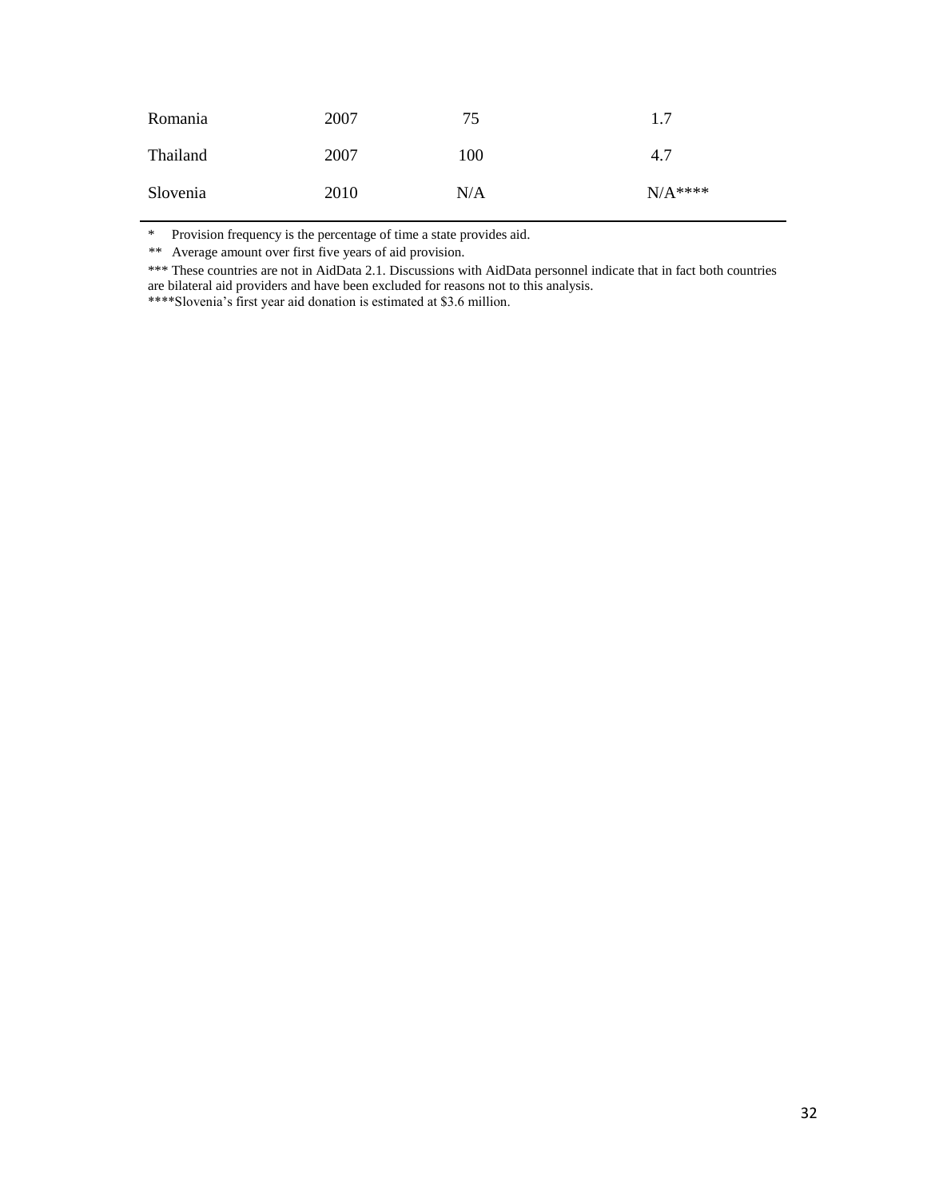| | | | |
|---|---|---|---|
| Romania | 2007 | 75 | 1.7 |
| Thailand | 2007 | 100 | 4.7 |
| Slovenia | 2010 | N/A | N/A**** |

\* Provision frequency is the percentage of time a state provides aid.

** Average amount over first five years of aid provision.

*** These countries are not in AidData 2.1. Discussions with AidData personnel indicate that in fact both countries are bilateral aid providers and have been excluded for reasons not to this analysis.

****Slovenia's first year aid donation is estimated at $3.6 million.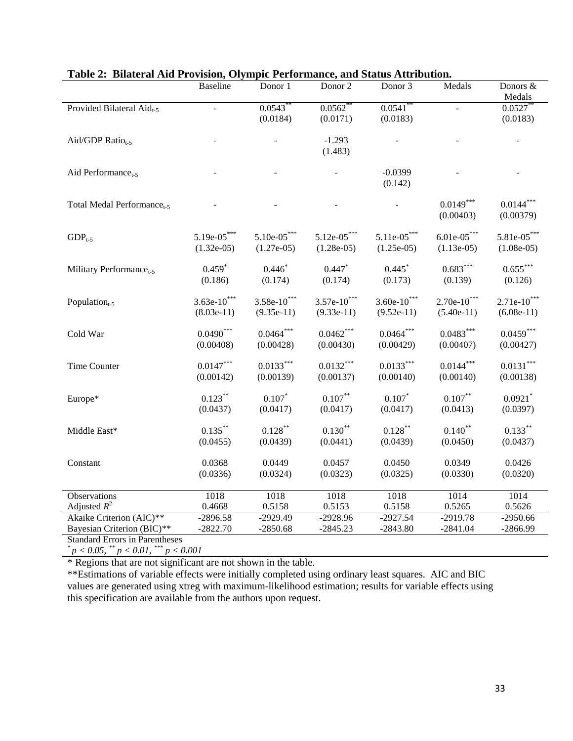**Table 2: Bilateral Aid Provision, Olympic Performance, and Status Attribution.**

| | Baseline | Donor 1 | Donor 2 | Donor 3 | Medals | Donors & Medals |
|---|---|---|---|---|---|---|
| Provided Bilateral Aid$_{t-5}$ | - | 0.0543$^{**}$ | 0.0562$^{**}$ | 0.0541$^{**}$ | - | 0.0527$^{**}$ |
| | | (0.0184) | (0.0171) | (0.0183) | | (0.0183) |
| Aid/GDP Ratio$_{t-5}$ | - | - | -1.293 | - | - | - |
| | | | (1.483) | | | |
| Aid Performance$_{t-5}$ | - | - | - | -0.0399 | - | - |
| | | | | (0.142) | | |
| Total Medal Performance$_{t-5}$ | - | - | - | - | 0.0149$^{***}$ | 0.0144$^{***}$ |
| | | | | | (0.00403) | (0.00379) |
| GDP$_{t-5}$ | 5.19e-05$^{***}$ | 5.10e-05$^{***}$ | 5.12e-05$^{***}$ | 5.11e-05$^{***}$ | 6.01e-05$^{***}$ | 5.81e-05$^{***}$ |
| | (1.32e-05) | (1.27e-05) | (1.28e-05) | (1.25e-05) | (1.13e-05) | (1.08e-05) |
| Military Performance$_{t-5}$ | 0.459$^{*}$ | 0.446$^{*}$ | 0.447$^{*}$ | 0.445$^{*}$ | 0.683$^{***}$ | 0.655$^{***}$ |
| | (0.186) | (0.174) | (0.174) | (0.173) | (0.139) | (0.126) |
| Population$_{t-5}$ | 3.63e-10$^{***}$ | 3.58e-10$^{***}$ | 3.57e-10$^{***}$ | 3.60e-10$^{***}$ | 2.70e-10$^{***}$ | 2.71e-10$^{***}$ |
| | (8.03e-11) | (9.35e-11) | (9.33e-11) | (9.52e-11) | (5.40e-11) | (6.08e-11) |
| Cold War | 0.0490$^{***}$ | 0.0464$^{***}$ | 0.0462$^{***}$ | 0.0464$^{***}$ | 0.0483$^{***}$ | 0.0459$^{***}$ |
| | (0.00408) | (0.00428) | (0.00430) | (0.00429) | (0.00407) | (0.00427) |
| Time Counter | 0.0147$^{***}$ | 0.0133$^{***}$ | 0.0132$^{***}$ | 0.0133$^{***}$ | 0.0144$^{***}$ | 0.0131$^{***}$ |
| | (0.00142) | (0.00139) | (0.00137) | (0.00140) | (0.00140) | (0.00138) |
| Europe* | 0.123$^{**}$ | 0.107$^{*}$ | 0.107$^{**}$ | 0.107$^{*}$ | 0.107$^{**}$ | 0.0921$^{*}$ |
| | (0.0437) | (0.0417) | (0.0417) | (0.0417) | (0.0413) | (0.0397) |
| Middle East* | 0.135$^{**}$ | 0.128$^{**}$ | 0.130$^{**}$ | 0.128$^{**}$ | 0.140$^{**}$ | 0.133$^{**}$ |
| | (0.0455) | (0.0439) | (0.0441) | (0.0439) | (0.0450) | (0.0437) |
| Constant | 0.0368 | 0.0449 | 0.0457 | 0.0450 | 0.0349 | 0.0426 |
| | (0.0336) | (0.0324) | (0.0323) | (0.0325) | (0.0330) | (0.0320) |
| Observations | 1018 | 1018 | 1018 | 1018 | 1014 | 1014 |
| Adjusted $R^2$ | 0.4668 | 0.5158 | 0.5153 | 0.5158 | 0.5265 | 0.5626 |
| Akaike Criterion (AIC)** | -2896.58 | -2929.49 | -2928.96 | -2927.54 | -2919.78 | -2950.66 |
| Bayesian Criterion (BIC)** | -2822.70 | -2850.68 | -2845.23 | -2843.80 | -2841.04 | -2866.99 |

Standard Errors in Parentheses

$^{*}p < 0.05$, $^{**}p < 0.01$, $^{***}p < 0.001$

\* Regions that are not significant are not shown in the table.

**Estimations of variable effects were initially completed using ordinary least squares. AIC and BIC values are generated using xtreg with maximum-likelihood estimation; results for variable effects using this specification are available from the authors upon request.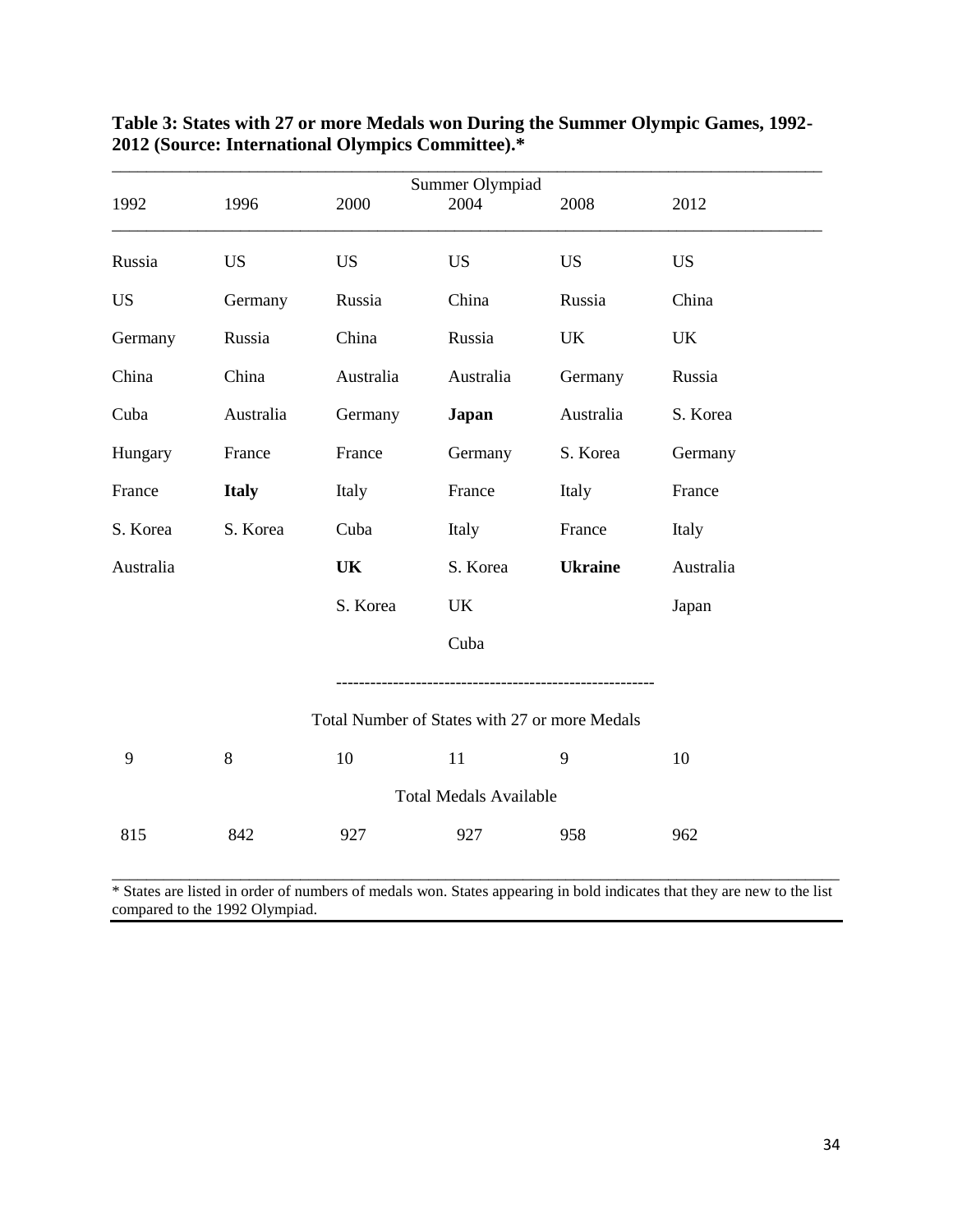**Table 3: States with 27 or more Medals won During the Summer Olympic Games, 1992-2012 (Source: International Olympics Committee).***

| Summer Olympiad | | | | | |
|---|---|---|---|---|---|
| 1992 | 1996 | 2000 | 2004 | 2008 | 2012 |
| Russia | US | US | US | US | US |
| US | Germany | Russia | China | Russia | China |
| Germany | Russia | China | Russia | UK | UK |
| China | China | Australia | Australia | Germany | Russia |
| Cuba | Australia | Germany | **Japan** | Australia | S. Korea |
| Hungary | France | France | Germany | S. Korea | Germany |
| France | **Italy** | Italy | France | Italy | France |
| S. Korea | S. Korea | Cuba | Italy | France | Italy |
| Australia | | **UK** | S. Korea | **Ukraine** | Australia |
| | | S. Korea | UK | | Japan |
| | | | Cuba | | |
| Total Number of States with 27 or more Medals | | | | | |
| 9 | 8 | 10 | 11 | 9 | 10 |
| Total Medals Available | | | | | |
| 815 | 842 | 927 | 927 | 958 | 962 |

* States are listed in order of numbers of medals won. States appearing in bold indicates that they are new to the list compared to the 1992 Olympiad.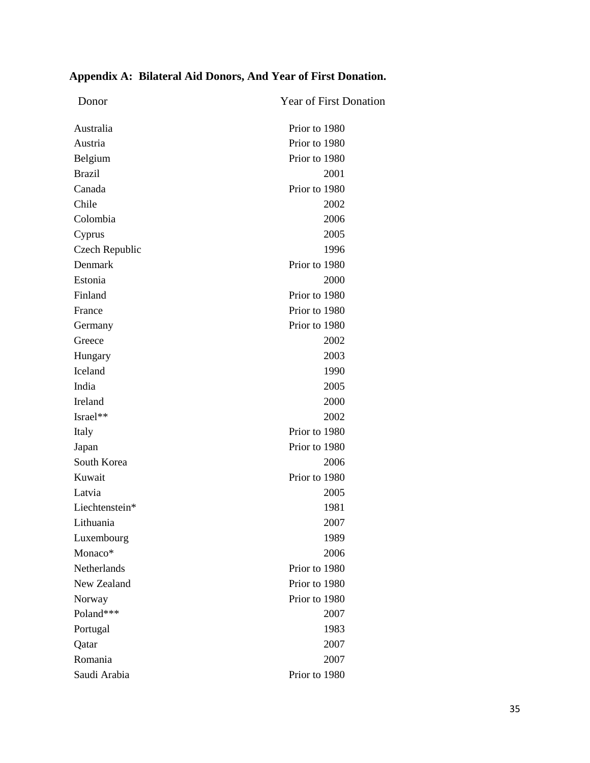## Appendix A: Bilateral Aid Donors, And Year of First Donation.

| Donor | Year of First Donation |
|---|---|
| Australia | Prior to 1980 |
| Austria | Prior to 1980 |
| Belgium | Prior to 1980 |
| Brazil | 2001 |
| Canada | Prior to 1980 |
| Chile | 2002 |
| Colombia | 2006 |
| Cyprus | 2005 |
| Czech Republic | 1996 |
| Denmark | Prior to 1980 |
| Estonia | 2000 |
| Finland | Prior to 1980 |
| France | Prior to 1980 |
| Germany | Prior to 1980 |
| Greece | 2002 |
| Hungary | 2003 |
| Iceland | 1990 |
| India | 2005 |
| Ireland | 2000 |
| Israel** | 2002 |
| Italy | Prior to 1980 |
| Japan | Prior to 1980 |
| South Korea | 2006 |
| Kuwait | Prior to 1980 |
| Latvia | 2005 |
| Liechtenstein* | 1981 |
| Lithuania | 2007 |
| Luxembourg | 1989 |
| Monaco* | 2006 |
| Netherlands | Prior to 1980 |
| New Zealand | Prior to 1980 |
| Norway | Prior to 1980 |
| Poland*** | 2007 |
| Portugal | 1983 |
| Qatar | 2007 |
| Romania | 2007 |
| Saudi Arabia | Prior to 1980 |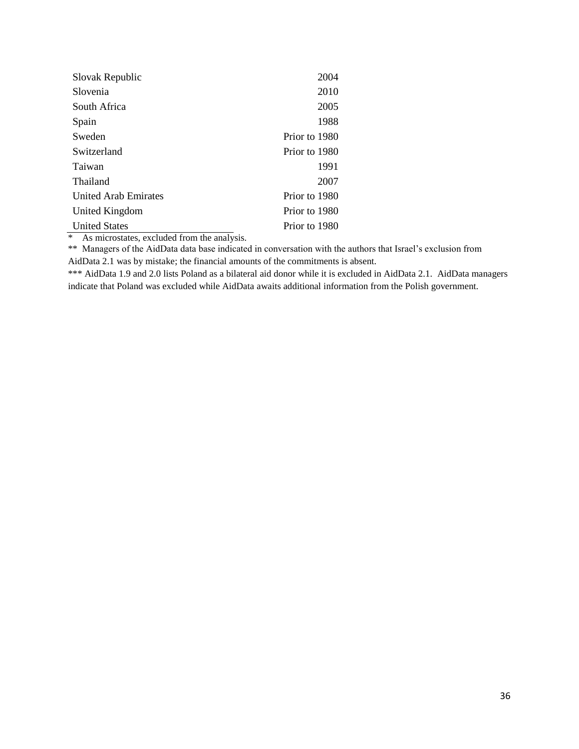| | |
|---|---|
| Slovak Republic | 2004 |
| Slovenia | 2010 |
| South Africa | 2005 |
| Spain | 1988 |
| Sweden | Prior to 1980 |
| Switzerland | Prior to 1980 |
| Taiwan | 1991 |
| Thailand | 2007 |
| United Arab Emirates | Prior to 1980 |
| United Kingdom | Prior to 1980 |
| United States | Prior to 1980 |

\* As microstates, excluded from the analysis.

\** Managers of the AidData data base indicated in conversation with the authors that Israel's exclusion from AidData 2.1 was by mistake; the financial amounts of the commitments is absent.

\*** AidData 1.9 and 2.0 lists Poland as a bilateral aid donor while it is excluded in AidData 2.1. AidData managers indicate that Poland was excluded while AidData awaits additional information from the Polish government.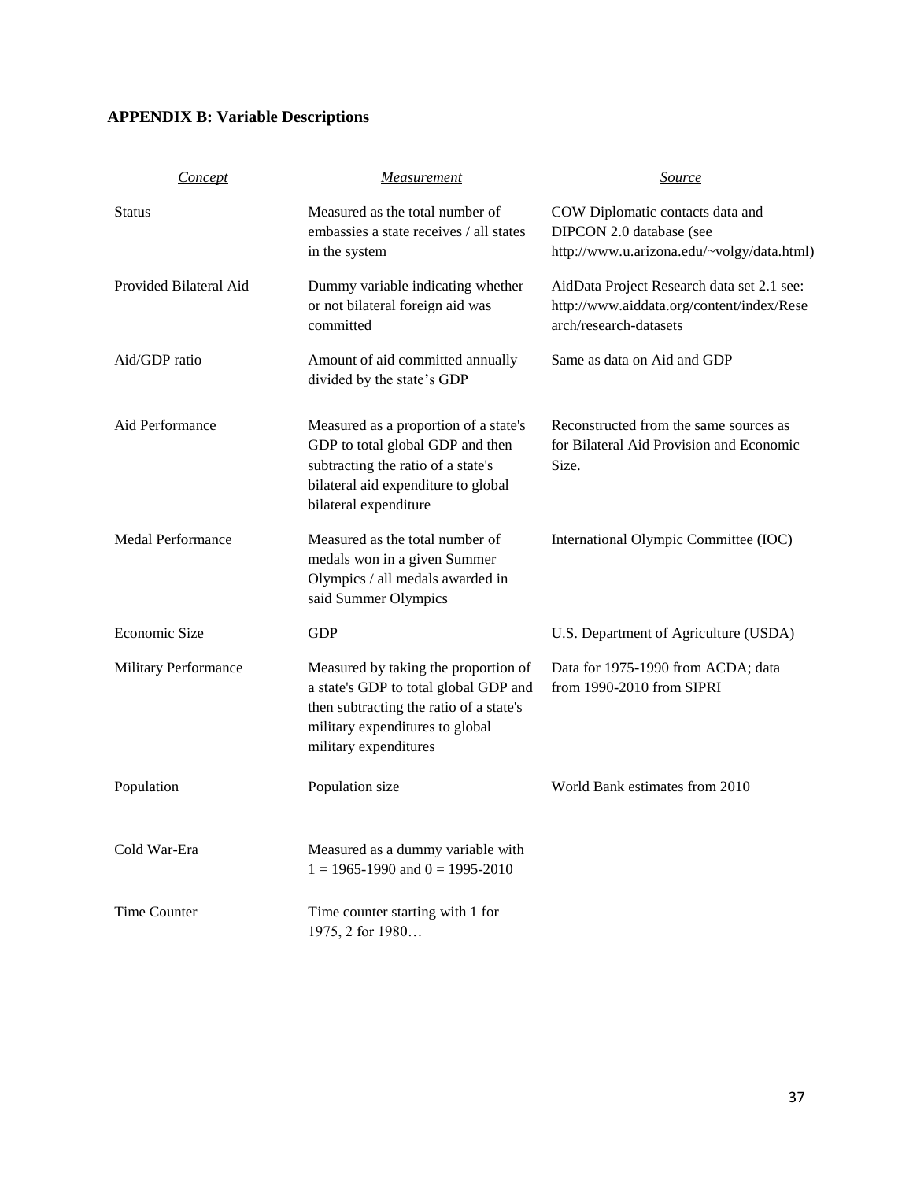**APPENDIX B: Variable Descriptions**

| *Concept* | *Measurement* | *Source* |
|---|---|---|
| Status | Measured as the total number of embassies a state receives / all states in the system | COW Diplomatic contacts data and DIPCON 2.0 database (see http://www.u.arizona.edu/~volgy/data.html) |
| Provided Bilateral Aid | Dummy variable indicating whether or not bilateral foreign aid was committed | AidData Project Research data set 2.1 see: http://www.aiddata.org/content/index/Research/research-datasets |
| Aid/GDP ratio | Amount of aid committed annually divided by the state's GDP | Same as data on Aid and GDP |
| Aid Performance | Measured as a proportion of a state's GDP to total global GDP and then subtracting the ratio of a state's bilateral aid expenditure to global bilateral expenditure | Reconstructed from the same sources as for Bilateral Aid Provision and Economic Size. |
| Medal Performance | Measured as the total number of medals won in a given Summer Olympics / all medals awarded in said Summer Olympics | International Olympic Committee (IOC) |
| Economic Size | GDP | U.S. Department of Agriculture (USDA) |
| Military Performance | Measured by taking the proportion of a state's GDP to total global GDP and then subtracting the ratio of a state's military expenditures to global military expenditures | Data for 1975-1990 from ACDA; data from 1990-2010 from SIPRI |
| Population | Population size | World Bank estimates from 2010 |
| Cold War-Era | Measured as a dummy variable with 1 = 1965-1990 and 0 = 1995-2010 | |
| Time Counter | Time counter starting with 1 for 1975, 2 for 1980… | |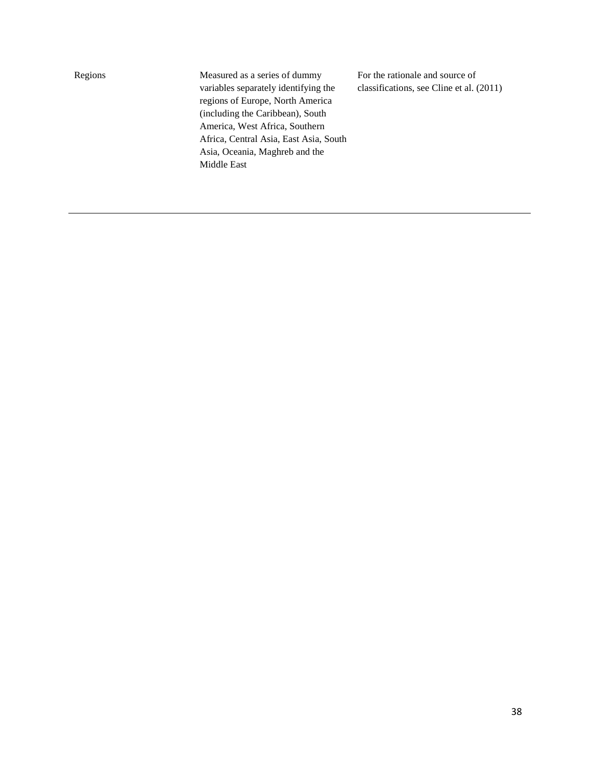| | | |
|---|---|---|
| Regions | Measured as a series of dummy variables separately identifying the regions of Europe, North America (including the Caribbean), South America, West Africa, Southern Africa, Central Asia, East Asia, South Asia, Oceania, Maghreb and the Middle East | For the rationale and source of classifications, see Cline et al. (2011) |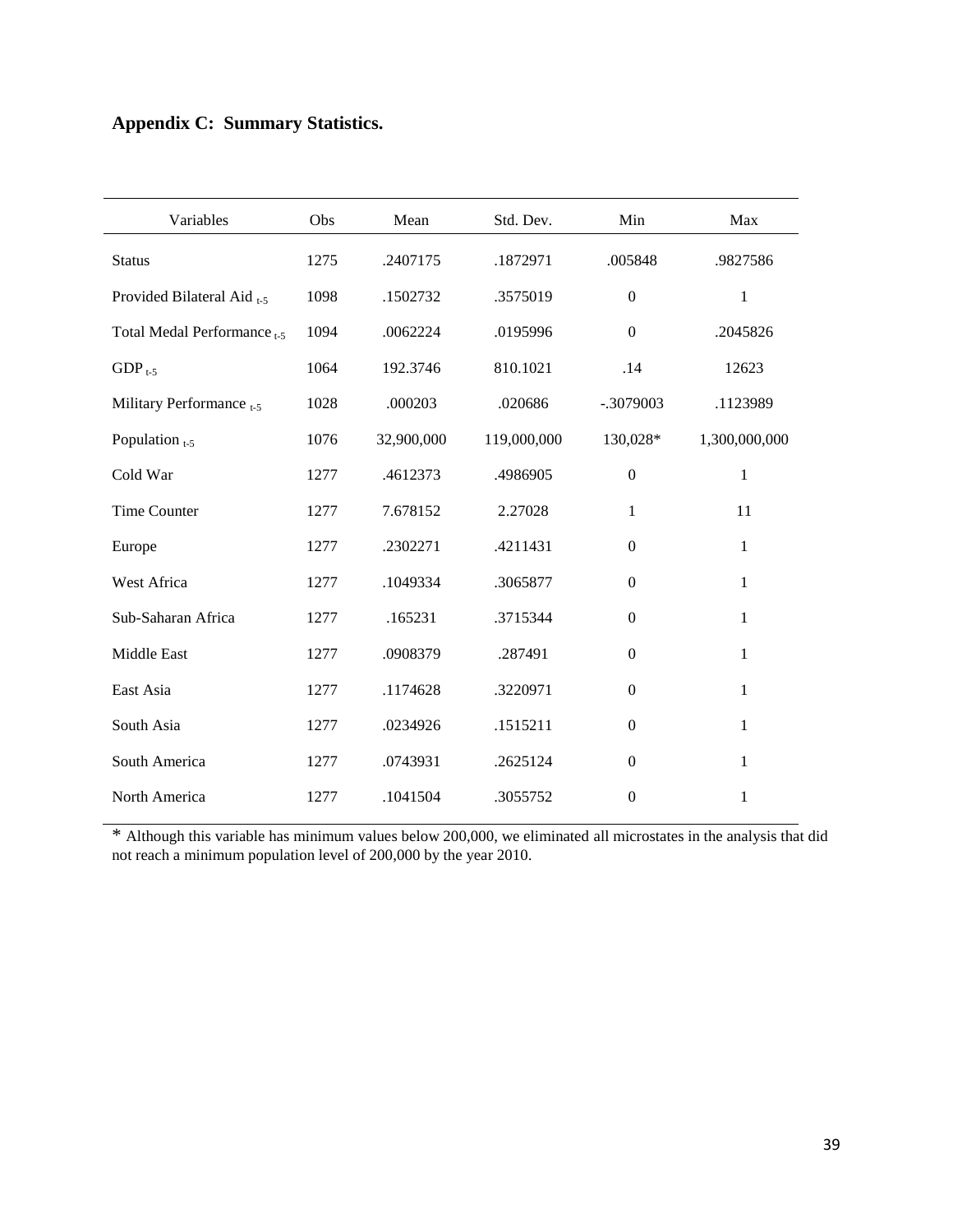## Appendix C: Summary Statistics.

| Variables | Obs | Mean | Std. Dev. | Min | Max |
|---|---|---|---|---|---|
| Status | 1275 | .2407175 | .1872971 | .005848 | .9827586 |
| Provided Bilateral Aid $_{t-5}$ | 1098 | .1502732 | .3575019 | 0 | 1 |
| Total Medal Performance $_{t-5}$ | 1094 | .0062224 | .0195996 | 0 | .2045826 |
| GDP $_{t-5}$ | 1064 | 192.3746 | 810.1021 | .14 | 12623 |
| Military Performance $_{t-5}$ | 1028 | .000203 | .020686 | -.3079003 | .1123989 |
| Population $_{t-5}$ | 1076 | 32,900,000 | 119,000,000 | 130,028* | 1,300,000,000 |
| Cold War | 1277 | .4612373 | .4986905 | 0 | 1 |
| Time Counter | 1277 | 7.678152 | 2.27028 | 1 | 11 |
| Europe | 1277 | .2302271 | .4211431 | 0 | 1 |
| West Africa | 1277 | .1049334 | .3065877 | 0 | 1 |
| Sub-Saharan Africa | 1277 | .165231 | .3715344 | 0 | 1 |
| Middle East | 1277 | .0908379 | .287491 | 0 | 1 |
| East Asia | 1277 | .1174628 | .3220971 | 0 | 1 |
| South Asia | 1277 | .0234926 | .1515211 | 0 | 1 |
| South America | 1277 | .0743931 | .2625124 | 0 | 1 |
| North America | 1277 | .1041504 | .3055752 | 0 | 1 |

* Although this variable has minimum values below 200,000, we eliminated all microstates in the analysis that did not reach a minimum population level of 200,000 by the year 2010.